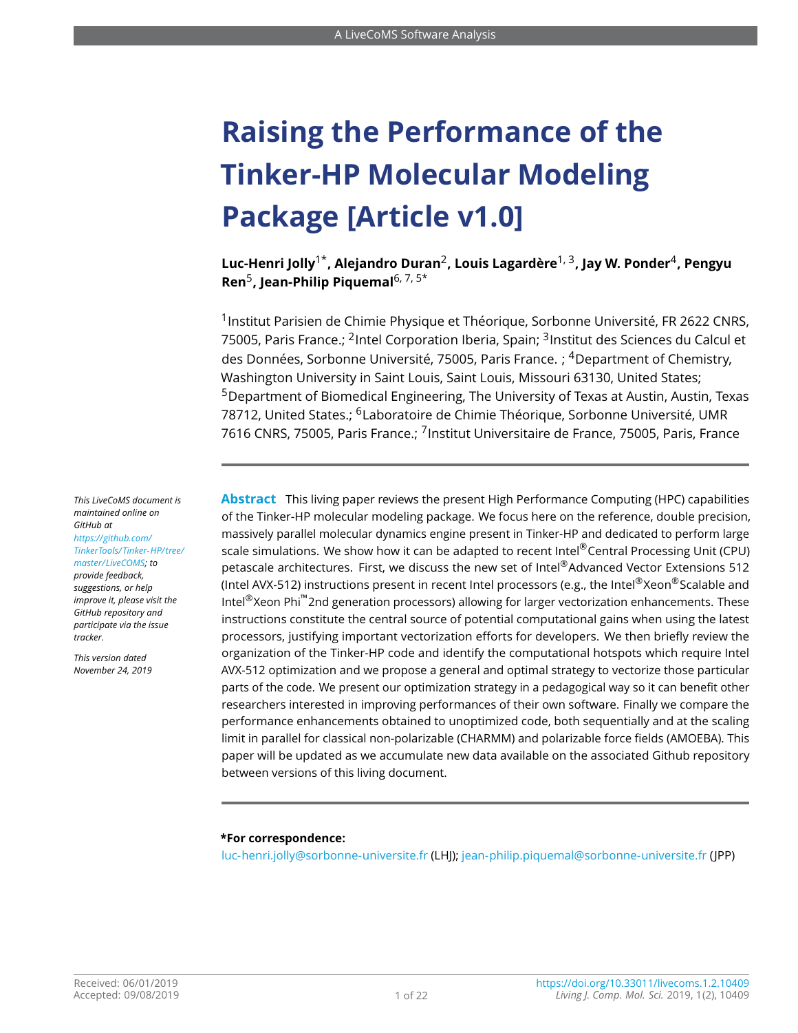# Raising the Performance of the Tinker-HP Molecular Modeling Package [Article v1.0]

**Luc-Henri Jolly[1*], Alejandro Duran[2], Louis Lagardère[1, 3], Jay W. Ponder[4], Pengyu Ren[5], Jean-Philip Piquemal[6, 7, 5*]**

[1]Institut Parisien de Chimie Physique et Théorique, Sorbonne Université, FR 2622 CNRS, 75005, Paris France.; [2]Intel Corporation Iberia, Spain; [3]Institut des Sciences du Calcul et des Données, Sorbonne Université, 75005, Paris France. ; [4]Department of Chemistry, Washington University in Saint Louis, Saint Louis, Missouri 63130, United States; [5]Department of Biomedical Engineering, The University of Texas at Austin, Austin, Texas 78712, United States.; [6]Laboratoire de Chimie Théorique, Sorbonne Université, UMR 7616 CNRS, 75005, Paris France.; [7]Institut Universitaire de France, 75005, Paris, France

*This LiveCoMS document is maintained online on GitHub at https://github.com/TinkerTools/Tinker-HP/tree/master/LiveCOMS; to provide feedback, suggestions, or help improve it, please visit the GitHub repository and participate via the issue tracker.*

*This version dated November 24, 2019*

**Abstract** This living paper reviews the present High Performance Computing (HPC) capabilities of the Tinker-HP molecular modeling package. We focus here on the reference, double precision, massively parallel molecular dynamics engine present in Tinker-HP and dedicated to perform large scale simulations. We show how it can be adapted to recent Intel®Central Processing Unit (CPU) petascale architectures. First, we discuss the new set of Intel®Advanced Vector Extensions 512 (Intel AVX-512) instructions present in recent Intel processors (e.g., the Intel®Xeon®Scalable and Intel®Xeon Phi™2nd generation processors) allowing for larger vectorization enhancements. These instructions constitute the central source of potential computational gains when using the latest processors, justifying important vectorization efforts for developers. We then briefly review the organization of the Tinker-HP code and identify the computational hotspots which require Intel AVX-512 optimization and we propose a general and optimal strategy to vectorize those particular parts of the code. We present our optimization strategy in a pedagogical way so it can benefit other researchers interested in improving performances of their own software. Finally we compare the performance enhancements obtained to unoptimized code, both sequentially and at the scaling limit in parallel for classical non-polarizable (CHARMM) and polarizable force fields (AMOEBA). This paper will be updated as we accumulate new data available on the associated Github repository between versions of this living document.

**\*For correspondence:**
luc-henri.jolly@sorbonne-universite.fr (LHJ); jean-philip.piquemal@sorbonne-universite.fr (JPP)

Received: 06/01/2019
Accepted: 09/08/2019

https://doi.org/10.33011/livecoms.1.2.10409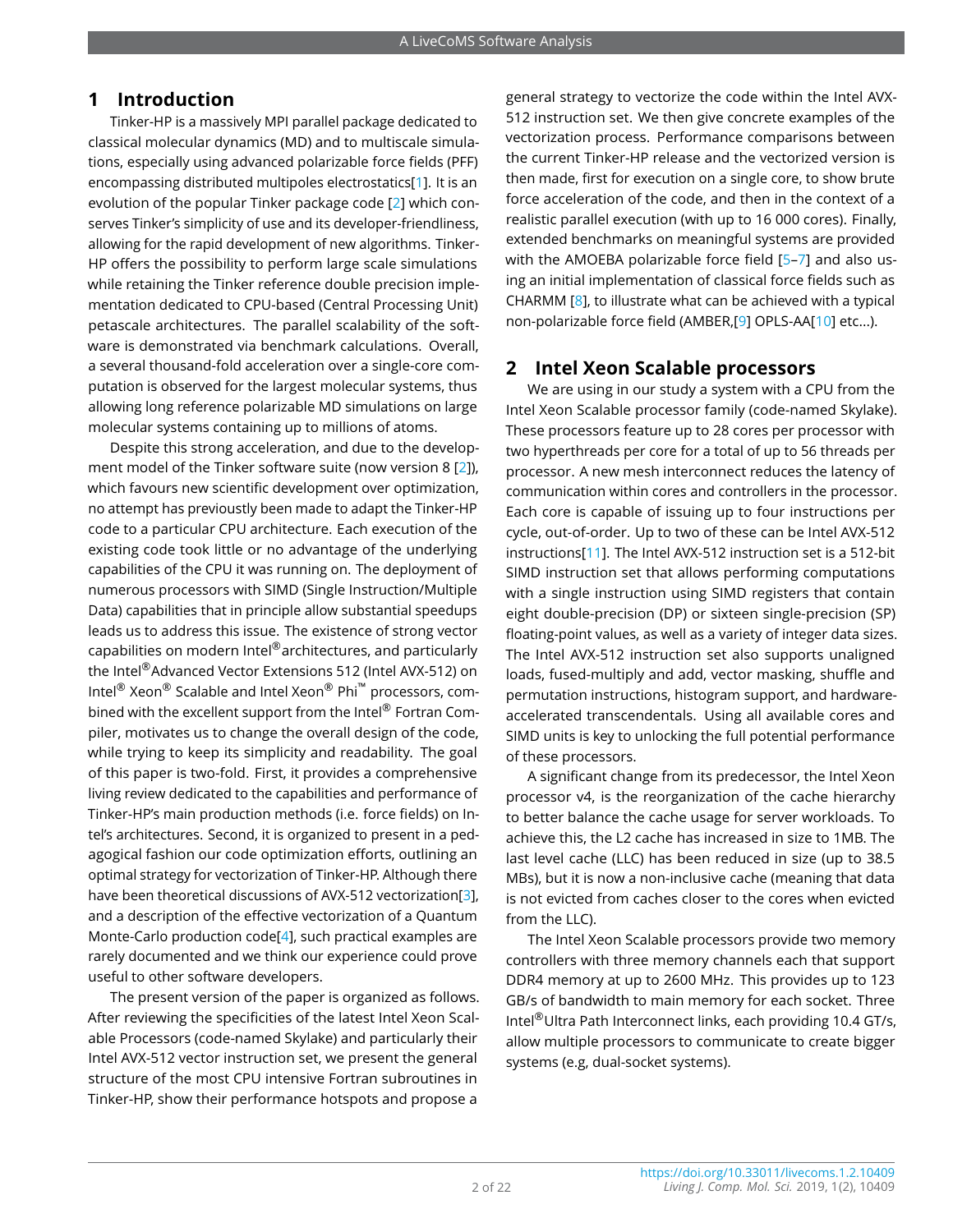## 1 Introduction

Tinker-HP is a massively MPI parallel package dedicated to classical molecular dynamics (MD) and to multiscale simulations, especially using advanced polarizable force fields (PFF) encompassing distributed multipoles electrostatics[1]. It is an evolution of the popular Tinker package code [2] which conserves Tinker's simplicity of use and its developer-friendliness, allowing for the rapid development of new algorithms. Tinker-HP offers the possibility to perform large scale simulations while retaining the Tinker reference double precision implementation dedicated to CPU-based (Central Processing Unit) petascale architectures. The parallel scalability of the software is demonstrated via benchmark calculations. Overall, a several thousand-fold acceleration over a single-core computation is observed for the largest molecular systems, thus allowing long reference polarizable MD simulations on large molecular systems containing up to millions of atoms.

Despite this strong acceleration, and due to the development model of the Tinker software suite (now version 8 [2]), which favours new scientific development over optimization, no attempt has previously been made to adapt the Tinker-HP code to a particular CPU architecture. Each execution of the existing code took little or no advantage of the underlying capabilities of the CPU it was running on. The deployment of numerous processors with SIMD (Single Instruction/Multiple Data) capabilities that in principle allow substantial speedups leads us to address this issue. The existence of strong vector capabilities on modern Intel® architectures, and particularly the Intel® Advanced Vector Extensions 512 (Intel AVX-512) on Intel® Xeon® Scalable and Intel Xeon® Phi™ processors, combined with the excellent support from the Intel® Fortran Compiler, motivates us to change the overall design of the code, while trying to keep its simplicity and readability. The goal of this paper is two-fold. First, it provides a comprehensive living review dedicated to the capabilities and performance of Tinker-HP's main production methods (i.e. force fields) on Intel's architectures. Second, it is organized to present in a pedagogical fashion our code optimization efforts, outlining an optimal strategy for vectorization of Tinker-HP. Although there have been theoretical discussions of AVX-512 vectorization[3], and a description of the effective vectorization of a Quantum Monte-Carlo production code[4], such practical examples are rarely documented and we think our experience could prove useful to other software developers.

The present version of the paper is organized as follows. After reviewing the specificities of the latest Intel Xeon Scalable Processors (code-named Skylake) and particularly their Intel AVX-512 vector instruction set, we present the general structure of the most CPU intensive Fortran subroutines in Tinker-HP, show their performance hotspots and propose a general strategy to vectorize the code within the Intel AVX-512 instruction set. We then give concrete examples of the vectorization process. Performance comparisons between the current Tinker-HP release and the vectorized version is then made, first for execution on a single core, to show brute force acceleration of the code, and then in the context of a realistic parallel execution (with up to 16 000 cores). Finally, extended benchmarks on meaningful systems are provided with the AMOEBA polarizable force field [5–7] and also using an initial implementation of classical force fields such as CHARMM [8], to illustrate what can be achieved with a typical non-polarizable force field (AMBER,[9] OPLS-AA[10] etc...).

## 2 Intel Xeon Scalable processors

We are using in our study a system with a CPU from the Intel Xeon Scalable processor family (code-named Skylake). These processors feature up to 28 cores per processor with two hyperthreads per core for a total of up to 56 threads per processor. A new mesh interconnect reduces the latency of communication within cores and controllers in the processor. Each core is capable of issuing up to four instructions per cycle, out-of-order. Up to two of these can be Intel AVX-512 instructions[11]. The Intel AVX-512 instruction set is a 512-bit SIMD instruction set that allows performing computations with a single instruction using SIMD registers that contain eight double-precision (DP) or sixteen single-precision (SP) floating-point values, as well as a variety of integer data sizes. The Intel AVX-512 instruction set also supports unaligned loads, fused-multiply and add, vector masking, shuffle and permutation instructions, histogram support, and hardware-accelerated transcendentals. Using all available cores and SIMD units is key to unlocking the full potential performance of these processors.

A significant change from its predecessor, the Intel Xeon processor v4, is the reorganization of the cache hierarchy to better balance the cache usage for server workloads. To achieve this, the L2 cache has increased in size to 1MB. The last level cache (LLC) has been reduced in size (up to 38.5 MBs), but it is now a non-inclusive cache (meaning that data is not evicted from caches closer to the cores when evicted from the LLC).

The Intel Xeon Scalable processors provide two memory controllers with three memory channels each that support DDR4 memory at up to 2600 MHz. This provides up to 123 GB/s of bandwidth to main memory for each socket. Three Intel® Ultra Path Interconnect links, each providing 10.4 GT/s, allow multiple processors to communicate to create bigger systems (e.g, dual-socket systems).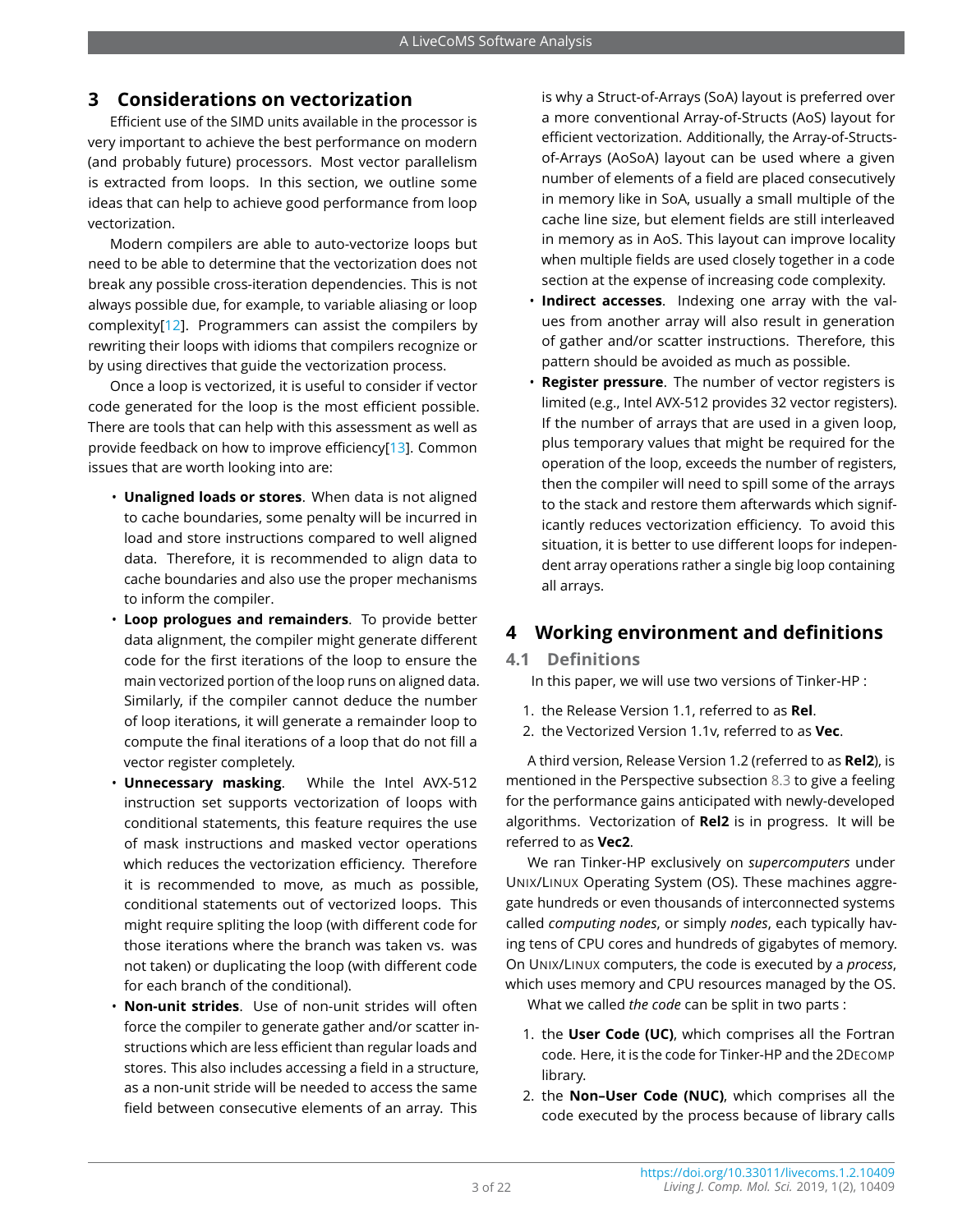## 3 Considerations on vectorization

Efficient use of the SIMD units available in the processor is very important to achieve the best performance on modern (and probably future) processors. Most vector parallelism is extracted from loops. In this section, we outline some ideas that can help to achieve good performance from loop vectorization.

Modern compilers are able to auto-vectorize loops but need to be able to determine that the vectorization does not break any possible cross-iteration dependencies. This is not always possible due, for example, to variable aliasing or loop complexity[12]. Programmers can assist the compilers by rewriting their loops with idioms that compilers recognize or by using directives that guide the vectorization process.

Once a loop is vectorized, it is useful to consider if vector code generated for the loop is the most efficient possible. There are tools that can help with this assessment as well as provide feedback on how to improve efficiency[13]. Common issues that are worth looking into are:

- **Unaligned loads or stores**. When data is not aligned to cache boundaries, some penalty will be incurred in load and store instructions compared to well aligned data. Therefore, it is recommended to align data to cache boundaries and also use the proper mechanisms to inform the compiler.
- **Loop prologues and remainders**. To provide better data alignment, the compiler might generate different code for the first iterations of the loop to ensure the main vectorized portion of the loop runs on aligned data. Similarly, if the compiler cannot deduce the number of loop iterations, it will generate a remainder loop to compute the final iterations of a loop that do not fill a vector register completely.
- **Unnecessary masking**. While the Intel AVX-512 instruction set supports vectorization of loops with conditional statements, this feature requires the use of mask instructions and masked vector operations which reduces the vectorization efficiency. Therefore it is recommended to move, as much as possible, conditional statements out of vectorized loops. This might require spliting the loop (with different code for those iterations where the branch was taken vs. was not taken) or duplicating the loop (with different code for each branch of the conditional).
- **Non-unit strides**. Use of non-unit strides will often force the compiler to generate gather and/or scatter instructions which are less efficient than regular loads and stores. This also includes accessing a field in a structure, as a non-unit stride will be needed to access the same field between consecutive elements of an array. This is why a Struct-of-Arrays (SoA) layout is preferred over a more conventional Array-of-Structs (AoS) layout for efficient vectorization. Additionally, the Array-of-Structs-of-Arrays (AoSoA) layout can be used where a given number of elements of a field are placed consecutively in memory like in SoA, usually a small multiple of the cache line size, but element fields are still interleaved in memory as in AoS. This layout can improve locality when multiple fields are used closely together in a code section at the expense of increasing code complexity.
- **Indirect accesses**. Indexing one array with the values from another array will also result in generation of gather and/or scatter instructions. Therefore, this pattern should be avoided as much as possible.
- **Register pressure**. The number of vector registers is limited (e.g., Intel AVX-512 provides 32 vector registers). If the number of arrays that are used in a given loop, plus temporary values that might be required for the operation of the loop, exceeds the number of registers, then the compiler will need to spill some of the arrays to the stack and restore them afterwards which significantly reduces vectorization efficiency. To avoid this situation, it is better to use different loops for independent array operations rather a single big loop containing all arrays.

## 4 Working environment and definitions

### 4.1 Definitions

In this paper, we will use two versions of Tinker-HP :

1. the Release Version 1.1, referred to as **Rel**.
2. the Vectorized Version 1.1v, referred to as **Vec**.

A third version, Release Version 1.2 (referred to as **Rel2**), is mentioned in the Perspective subsection 8.3 to give a feeling for the performance gains anticipated with newly-developed algorithms. Vectorization of **Rel2** is in progress. It will be referred to as **Vec2**.

We ran Tinker-HP exclusively on *supercomputers* under UNIX/LINUX Operating System (OS). These machines aggregate hundreds or even thousands of interconnected systems called *computing nodes*, or simply *nodes*, each typically having tens of CPU cores and hundreds of gigabytes of memory. On UNIX/LINUX computers, the code is executed by a *process*, which uses memory and CPU resources managed by the OS.

What we called *the code* can be split in two parts :

1. the **User Code (UC)**, which comprises all the Fortran code. Here, it is the code for Tinker-HP and the 2DECOMP library.
2. the **Non–User Code (NUC)**, which comprises all the code executed by the process because of library calls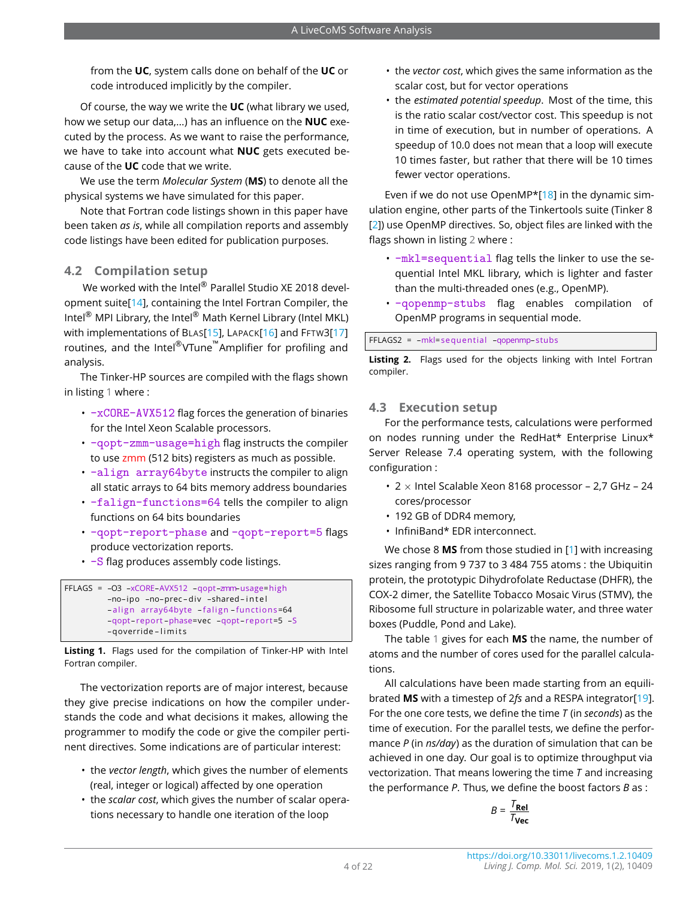from the **UC**, system calls done on behalf of the **UC** or code introduced implicitly by the compiler.

Of course, the way we write the **UC** (what library we used, how we setup our data,...) has an influence on the **NUC** executed by the process. As we want to raise the performance, we have to take into account what **NUC** gets executed because of the **UC** code that we write.

We use the term *Molecular System* (**MS**) to denote all the physical systems we have simulated for this paper.

Note that Fortran code listings shown in this paper have been taken *as is*, while all compilation reports and assembly code listings have been edited for publication purposes.

## 4.2 Compilation setup

We worked with the Intel® Parallel Studio XE 2018 development suite[14], containing the Intel Fortran Compiler, the Intel® MPI Library, the Intel® Math Kernel Library (Intel MKL) with implementations of BLAS[15], LAPACK[16] and FFTW3[17] routines, and the Intel®VTune™Amplifier for profiling and analysis.

The Tinker-HP sources are compiled with the flags shown in listing 1 where :

- `-xCORE-AVX512` flag forces the generation of binaries for the Intel Xeon Scalable processors.
- `-qopt-zmm-usage=high` flag instructs the compiler to use zmm (512 bits) registers as much as possible.
- `-align array64byte` instructs the compiler to align all static arrays to 64 bits memory address boundaries
- `-falign-functions=64` tells the compiler to align functions on 64 bits boundaries
- `-qopt-report-phase` and `-qopt-report=5` flags produce vectorization reports.
- `-S` flag produces assembly code listings.

```
FFLAGS = -O3 -xCORE-AVX512 -qopt-zmm-usage=high
         -no-ipo -no-prec-div -shared-intel
         -align array64byte -falign-functions=64
         -qopt-report-phase=vec -qopt-report=5 -S
         -qoverride-limits
```

**Listing 1.** Flags used for the compilation of Tinker-HP with Intel Fortran compiler.

The vectorization reports are of major interest, because they give precise indications on how the compiler understands the code and what decisions it makes, allowing the programmer to modify the code or give the compiler pertinent directives. Some indications are of particular interest:

- the *vector length*, which gives the number of elements (real, integer or logical) affected by one operation
- the *scalar cost*, which gives the number of scalar operations necessary to handle one iteration of the loop
- the *vector cost*, which gives the same information as the scalar cost, but for vector operations
- the *estimated potential speedup*. Most of the time, this is the ratio scalar cost/vector cost. This speedup is not in time of execution, but in number of operations. A speedup of 10.0 does not mean that a loop will execute 10 times faster, but rather that there will be 10 times fewer vector operations.

Even if we do not use OpenMP*[18] in the dynamic simulation engine, other parts of the Tinkertools suite (Tinker 8 [2]) use OpenMP directives. So, object files are linked with the flags shown in listing 2 where :

- `-mkl=sequential` flag tells the linker to use the sequential Intel MKL library, which is lighter and faster than the multi-threaded ones (e.g., OpenMP).
- `-qopenmp-stubs` flag enables compilation of OpenMP programs in sequential mode.

```
FFLAGS2 = -mkl=sequential -qopenmp-stubs
```

**Listing 2.** Flags used for the objects linking with Intel Fortran compiler.

## 4.3 Execution setup

For the performance tests, calculations were performed on nodes running under the RedHat* Enterprise Linux* Server Release 7.4 operating system, with the following configuration :

- 2 × Intel Scalable Xeon 8168 processor – 2,7 GHz – 24 cores/processor
- 192 GB of DDR4 memory,
- InfiniBand* EDR interconnect.

We chose 8 **MS** from those studied in [1] with increasing sizes ranging from 9 737 to 3 484 755 atoms : the Ubiquitin protein, the prototypic Dihydrofolate Reductase (DHFR), the COX-2 dimer, the Satellite Tobacco Mosaic Virus (STMV), the Ribosome full structure in polarizable water, and three water boxes (Puddle, Pond and Lake).

The table 1 gives for each **MS** the name, the number of atoms and the number of cores used for the parallel calculations.

All calculations have been made starting from an equilibrated **MS** with a timestep of $2fs$ and a RESPA integrator[19]. For the one core tests, we define the time $T$ (in *seconds*) as the time of execution. For the parallel tests, we define the performance $P$ (in *ns/day*) as the duration of simulation that can be achieved in one day. Our goal is to optimize throughput via vectorization. That means lowering the time $T$ and increasing the performance $P$. Thus, we define the boost factors $B$ as :

$$B = \frac{T_{\mathbf{Rel}}}{T_{\mathbf{Vec}}}$$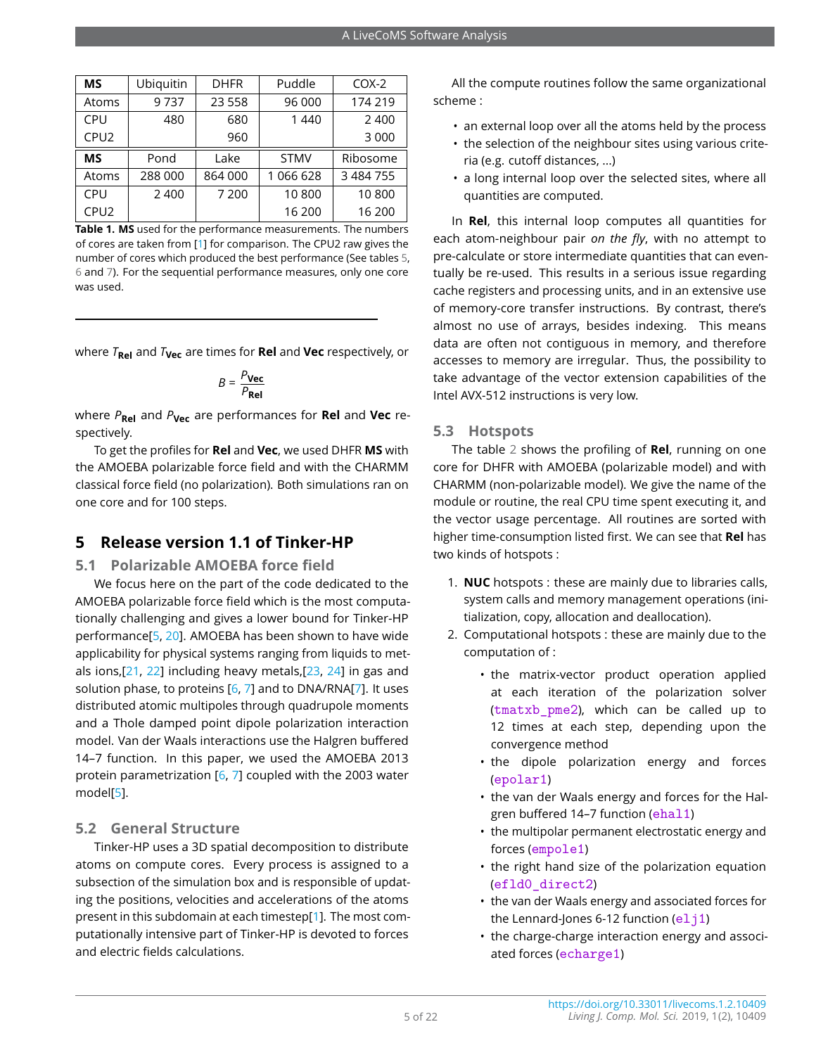| **MS** | Ubiquitin | DHFR | Puddle | COX-2 |
|---|---|---|---|---|
| Atoms | 9 737 | 23 558 | 96 000 | 174 219 |
| CPU | 480 | 680 | 1 440 | 2 400 |
| CPU2 | | 960 | | 3 000 |
| **MS** | Pond | Lake | STMV | Ribosome |
| Atoms | 288 000 | 864 000 | 1 066 628 | 3 484 755 |
| CPU | 2 400 | 7 200 | 10 800 | 10 800 |
| CPU2 | | | 16 200 | 16 200 |

**Table 1. MS** used for the performance measurements. The numbers of cores are taken from [1] for comparison. The CPU2 raw gives the number of cores which produced the best performance (See tables 5, 6 and 7). For the sequential performance measures, only one core was used.

where $T_{\textbf{Rel}}$ and $T_{\textbf{Vec}}$ are times for **Rel** and **Vec** respectively, or

$$B = \frac{P_{\textbf{Vec}}}{P_{\textbf{Rel}}}$$

where $P_{\textbf{Rel}}$ and $P_{\textbf{Vec}}$ are performances for **Rel** and **Vec** respectively.

To get the profiles for **Rel** and **Vec**, we used DHFR **MS** with the AMOEBA polarizable force field and with the CHARMM classical force field (no polarization). Both simulations ran on one core and for 100 steps.

# 5 Release version 1.1 of Tinker-HP

## 5.1 Polarizable AMOEBA force field

We focus here on the part of the code dedicated to the AMOEBA polarizable force field which is the most computationally challenging and gives a lower bound for Tinker-HP performance[5, 20]. AMOEBA has been shown to have wide applicability for physical systems ranging from liquids to metals ions,[21, 22] including heavy metals,[23, 24] in gas and solution phase, to proteins [6, 7] and to DNA/RNA[7]. It uses distributed atomic multipoles through quadrupole moments and a Thole damped point dipole polarization interaction model. Van der Waals interactions use the Halgren buffered 14–7 function. In this paper, we used the AMOEBA 2013 protein parametrization [6, 7] coupled with the 2003 water model[5].

## 5.2 General Structure

Tinker-HP uses a 3D spatial decomposition to distribute atoms on compute cores. Every process is assigned to a subsection of the simulation box and is responsible of updating the positions, velocities and accelerations of the atoms present in this subdomain at each timestep[1]. The most computationally intensive part of Tinker-HP is devoted to forces and electric fields calculations.

All the compute routines follow the same organizational scheme :

- an external loop over all the atoms held by the process
- the selection of the neighbour sites using various criteria (e.g. cutoff distances, ...)
- a long internal loop over the selected sites, where all quantities are computed.

In **Rel**, this internal loop computes all quantities for each atom-neighbour pair *on the fly*, with no attempt to pre-calculate or store intermediate quantities that can eventually be re-used. This results in a serious issue regarding cache registers and processing units, and in an extensive use of memory-core transfer instructions. By contrast, there's almost no use of arrays, besides indexing. This means data are often not contiguous in memory, and therefore accesses to memory are irregular. Thus, the possibility to take advantage of the vector extension capabilities of the Intel AVX-512 instructions is very low.

## 5.3 Hotspots

The table 2 shows the profiling of **Rel**, running on one core for DHFR with AMOEBA (polarizable model) and with CHARMM (non-polarizable model). We give the name of the module or routine, the real CPU time spent executing it, and the vector usage percentage. All routines are sorted with higher time-consumption listed first. We can see that **Rel** has two kinds of hotspots :

1. **NUC** hotspots : these are mainly due to libraries calls, system calls and memory management operations (initialization, copy, allocation and deallocation).
2. Computational hotspots : these are mainly due to the computation of :
   - the matrix-vector product operation applied at each iteration of the polarization solver (`tmatxb_pme2`), which can be called up to 12 times at each step, depending upon the convergence method
   - the dipole polarization energy and forces (`epolar1`)
   - the van der Waals energy and forces for the Halgren buffered 14–7 function (`ehal1`)
   - the multipolar permanent electrostatic energy and forces (`empole1`)
   - the right hand size of the polarization equation (`efld0_direct2`)
   - the van der Waals energy and associated forces for the Lennard-Jones 6-12 function (`elj1`)
   - the charge-charge interaction energy and associated forces (`echarge1`)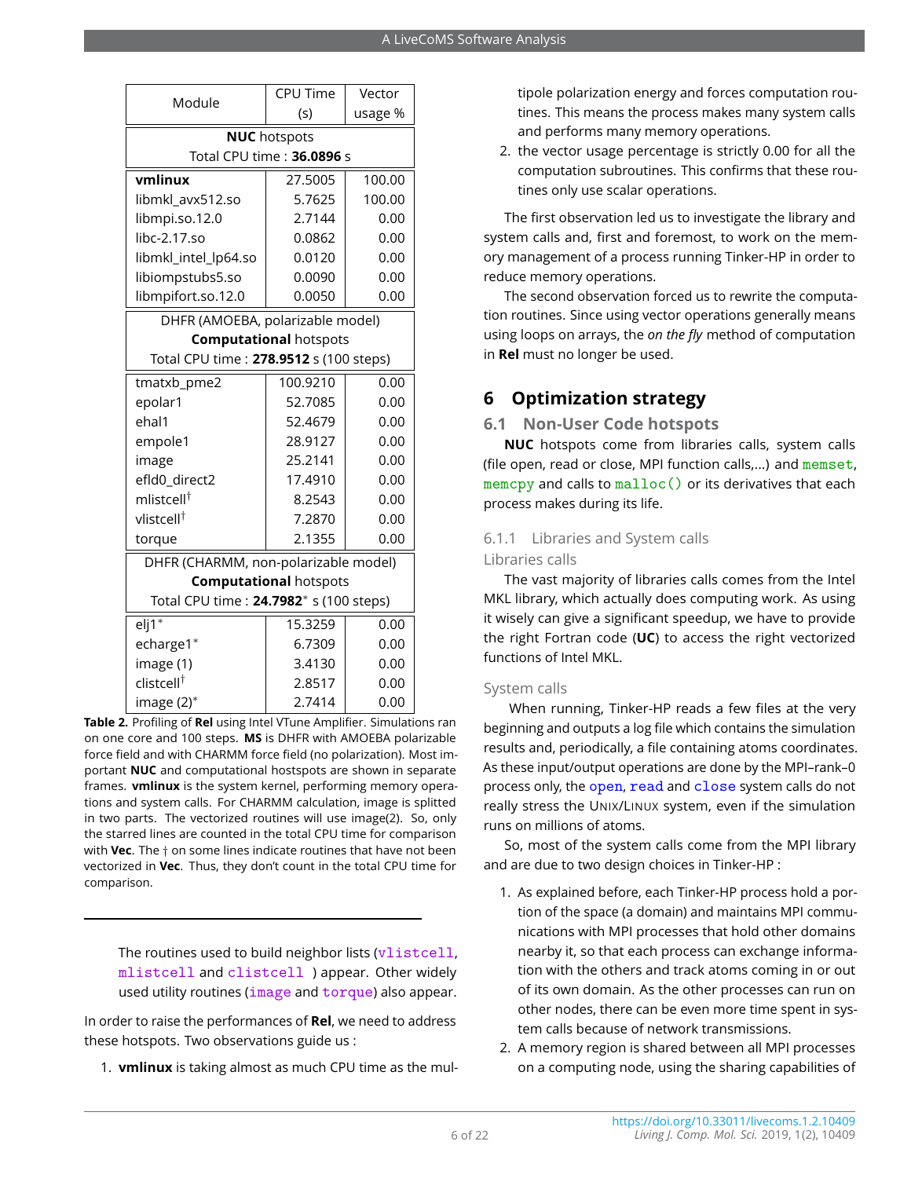| Module | CPU Time (s) | Vector usage % |
|---|---|---|
| **NUC** hotspots Total CPU time : **36.0896** s | | |
| **vmlinux** | 27.5005 | 100.00 |
| libmkl_avx512.so | 5.7625 | 100.00 |
| libmpi.so.12.0 | 2.7144 | 0.00 |
| libc-2.17.so | 0.0862 | 0.00 |
| libmkl_intel_lp64.so | 0.0120 | 0.00 |
| libiompstubs5.so | 0.0090 | 0.00 |
| libmpifort.so.12.0 | 0.0050 | 0.00 |
| DHFR (AMOEBA, polarizable model) **Computational** hotspots Total CPU time : **278.9512** s (100 steps) | | |
| tmatxb_pme2 | 100.9210 | 0.00 |
| epolar1 | 52.7085 | 0.00 |
| ehal1 | 52.4679 | 0.00 |
| empole1 | 28.9127 | 0.00 |
| image | 25.2141 | 0.00 |
| efld0_direct2 | 17.4910 | 0.00 |
| mlistcell† | 8.2543 | 0.00 |
| vlistcell† | 7.2870 | 0.00 |
| torque | 2.1355 | 0.00 |
| DHFR (CHARMM, non-polarizable model) **Computational** hotspots Total CPU time : **24.7982*** s (100 steps) | | |
| elj1* | 15.3259 | 0.00 |
| echarge1* | 6.7309 | 0.00 |
| image (1) | 3.4130 | 0.00 |
| clistcell† | 2.8517 | 0.00 |
| image (2)* | 2.7414 | 0.00 |

**Table 2.** Profiling of **Rel** using Intel VTune Amplifier. Simulations ran on one core and 100 steps. **MS** is DHFR with AMOEBA polarizable force field and with CHARMM force field (no polarization). Most important **NUC** and computational hostspots are shown in separate frames. **vmlinux** is the system kernel, performing memory operations and system calls. For CHARMM calculation, image is splitted in two parts. The vectorized routines will use image(2). So, only the starred lines are counted in the total CPU time for comparison with **Vec**. The † on some lines indicate routines that have not been vectorized in **Vec**. Thus, they don't count in the total CPU time for comparison.

The routines used to build neighbor lists (`vlistcell`, `mlistcell` and `clistcell` ) appear. Other widely used utility routines (`image` and `torque`) also appear.

In order to raise the performances of **Rel**, we need to address these hotspots. Two observations guide us :

1. **vmlinux** is taking almost as much CPU time as the multipole polarization energy and forces computation routines. This means the process makes many system calls and performs many memory operations.
2. the vector usage percentage is strictly 0.00 for all the computation subroutines. This confirms that these routines only use scalar operations.

The first observation led us to investigate the library and system calls and, first and foremost, to work on the memory management of a process running Tinker-HP in order to reduce memory operations.

The second observation forced us to rewrite the computation routines. Since using vector operations generally means using loops on arrays, the *on the fly* method of computation in **Rel** must no longer be used.

## 6 Optimization strategy

### 6.1 Non-User Code hotspots

**NUC** hotspots come from libraries calls, system calls (file open, read or close, MPI function calls,...) and `memset`, `memcpy` and calls to `malloc()` or its derivatives that each process makes during its life.

#### 6.1.1 Libraries and System calls

##### Libraries calls

The vast majority of libraries calls comes from the Intel MKL library, which actually does computing work. As using it wisely can give a significant speedup, we have to provide the right Fortran code (**UC**) to access the right vectorized functions of Intel MKL.

##### System calls

When running, Tinker-HP reads a few files at the very beginning and outputs a log file which contains the simulation results and, periodically, a file containing atoms coordinates. As these input/output operations are done by the MPI–rank–0 process only, the `open`, `read` and `close` system calls do not really stress the UNIX/LINUX system, even if the simulation runs on millions of atoms.

So, most of the system calls come from the MPI library and are due to two design choices in Tinker-HP :

1. As explained before, each Tinker-HP process hold a portion of the space (a domain) and maintains MPI communications with MPI processes that hold other domains nearby it, so that each process can exchange information with the others and track atoms coming in or out of its own domain. As the other processes can run on other nodes, there can be even more time spent in system calls because of network transmissions.
2. A memory region is shared between all MPI processes on a computing node, using the sharing capabilities of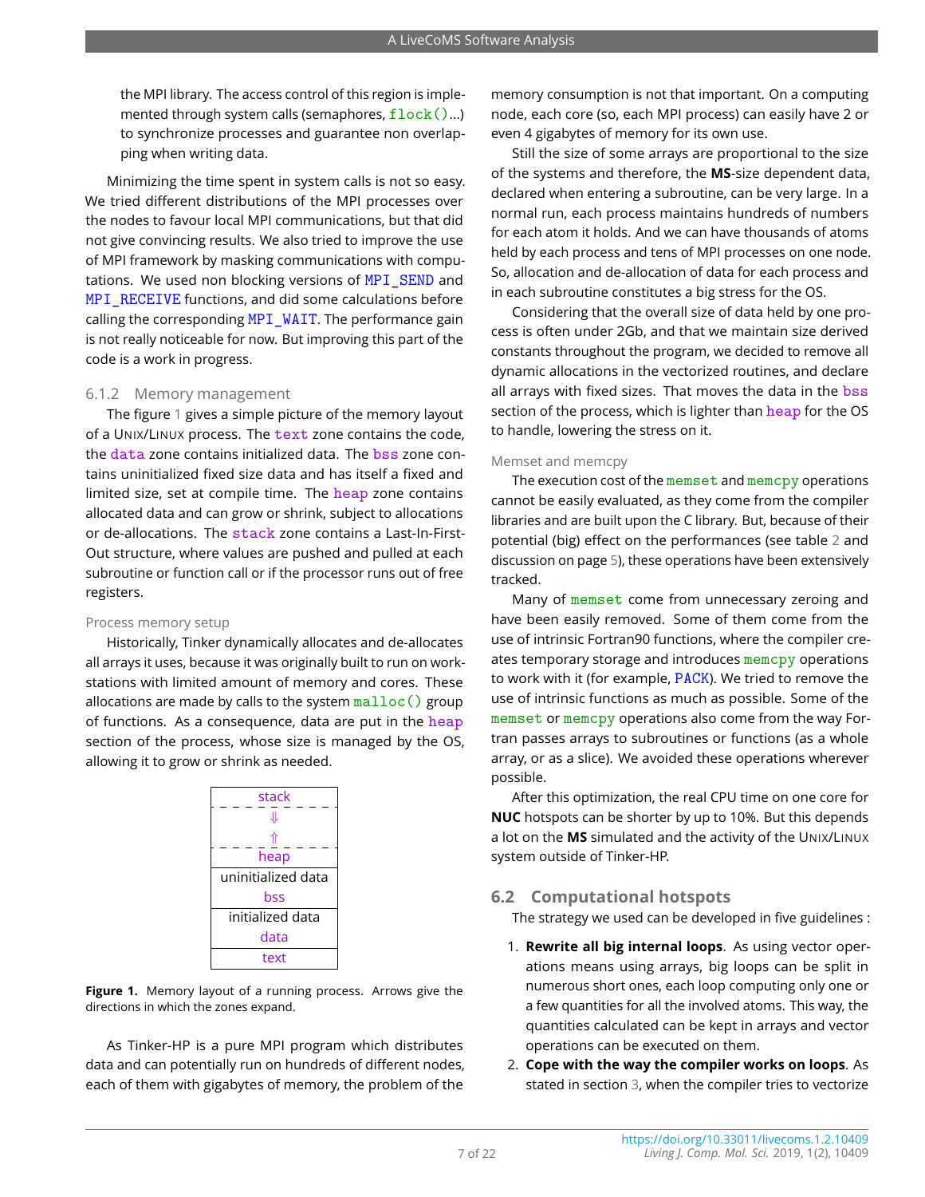the MPI library. The access control of this region is implemented through system calls (semaphores, `flock()`...) to synchronize processes and guarantee non overlapping when writing data.

Minimizing the time spent in system calls is not so easy. We tried different distributions of the MPI processes over the nodes to favour local MPI communications, but that did not give convincing results. We also tried to improve the use of MPI framework by masking communications with computations. We used non blocking versions of `MPI_SEND` and `MPI_RECEIVE` functions, and did some calculations before calling the corresponding `MPI_WAIT`. The performance gain is not really noticeable for now. But improving this part of the code is a work in progress.

### 6.1.2 Memory management

The figure 1 gives a simple picture of the memory layout of a UNIX/LINUX process. The `text` zone contains the code, the `data` zone contains initialized data. The `bss` zone contains uninitialized fixed size data and has itself a fixed and limited size, set at compile time. The `heap` zone contains allocated data and can grow or shrink, subject to allocations or de-allocations. The `stack` zone contains a Last-In-First-Out structure, where values are pushed and pulled at each subroutine or function call or if the processor runs out of free registers.

#### Process memory setup

Historically, Tinker dynamically allocates and de-allocates all arrays it uses, because it was originally built to run on workstations with limited amount of memory and cores. These allocations are made by calls to the system `malloc()` group of functions. As a consequence, data are put in the `heap` section of the process, whose size is managed by the OS, allowing it to grow or shrink as needed.

| stack |
| --- |
| ⇓ |
| ⇑ |
| heap |
| uninitialized data<br>bss |
| initialized data<br>data |
| text |

**Figure 1.** Memory layout of a running process. Arrows give the directions in which the zones expand.

As Tinker-HP is a pure MPI program which distributes data and can potentially run on hundreds of different nodes, each of them with gigabytes of memory, the problem of the memory consumption is not that important. On a computing node, each core (so, each MPI process) can easily have 2 or even 4 gigabytes of memory for its own use.

Still the size of some arrays are proportional to the size of the systems and therefore, the **MS**-size dependent data, declared when entering a subroutine, can be very large. In a normal run, each process maintains hundreds of numbers for each atom it holds. And we can have thousands of atoms held by each process and tens of MPI processes on one node. So, allocation and de-allocation of data for each process and in each subroutine constitutes a big stress for the OS.

Considering that the overall size of data held by one process is often under 2Gb, and that we maintain size derived constants throughout the program, we decided to remove all dynamic allocations in the vectorized routines, and declare all arrays with fixed sizes. That moves the data in the `bss` section of the process, which is lighter than `heap` for the OS to handle, lowering the stress on it.

#### Memset and memcpy

The execution cost of the `memset` and `memcpy` operations cannot be easily evaluated, as they come from the compiler libraries and are built upon the C library. But, because of their potential (big) effect on the performances (see table 2 and discussion on page 5), these operations have been extensively tracked.

Many of `memset` come from unnecessary zeroing and have been easily removed. Some of them come from the use of intrinsic Fortran90 functions, where the compiler creates temporary storage and introduces `memcpy` operations to work with it (for example, `PACK`). We tried to remove the use of intrinsic functions as much as possible. Some of the `memset` or `memcpy` operations also come from the way Fortran passes arrays to subroutines or functions (as a whole array, or as a slice). We avoided these operations wherever possible.

After this optimization, the real CPU time on one core for **NUC** hotspots can be shorter by up to 10%. But this depends a lot on the **MS** simulated and the activity of the UNIX/LINUX system outside of Tinker-HP.

## 6.2 Computational hotspots

The strategy we used can be developed in five guidelines :

1. **Rewrite all big internal loops**. As using vector operations means using arrays, big loops can be split in numerous short ones, each loop computing only one or a few quantities for all the involved atoms. This way, the quantities calculated can be kept in arrays and vector operations can be executed on them.
2. **Cope with the way the compiler works on loops**. As stated in section 3, when the compiler tries to vectorize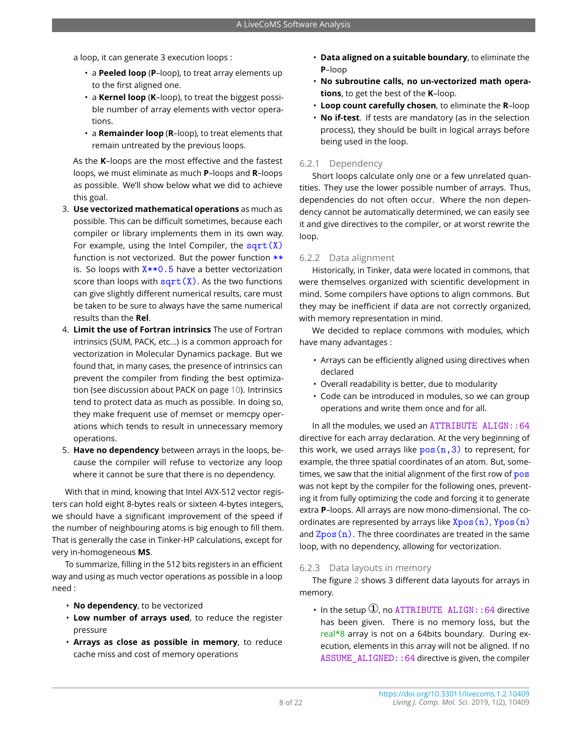a loop, it can generate 3 execution loops :

- a **Peeled loop** (**P**–loop), to treat array elements up to the first aligned one.
- a **Kernel loop** (**K**–loop), to treat the biggest possible number of array elements with vector operations.
- a **Remainder loop** (**R**–loop), to treat elements that remain untreated by the previous loops.

As the **K**–loops are the most effective and the fastest loops, we must eliminate as much **P**–loops and **R**–loops as possible. We'll show below what we did to achieve this goal.

3. **Use vectorized mathematical operations** as much as possible. This can be difficult sometimes, because each compiler or library implements them in its own way. For example, using the Intel Compiler, the `sqrt(X)` function is not vectorized. But the power function `**` is. So loops with `X**0.5` have a better vectorization score than loops with `sqrt(X)`. As the two functions can give slightly different numerical results, care must be taken to be sure to always have the same numerical results than the **Rel**.
4. **Limit the use of Fortran intrinsics** The use of Fortran intrinsics (SUM, PACK, etc...) is a common approach for vectorization in Molecular Dynamics package. But we found that, in many cases, the presence of intrinsics can prevent the compiler from finding the best optimization (see discussion about PACK on page 10). Intrinsics tend to protect data as much as possible. In doing so, they make frequent use of memset or memcpy operations which tends to result in unnecessary memory operations.
5. **Have no dependency** between arrays in the loops, because the compiler will refuse to vectorize any loop where it cannot be sure that there is no dependency.

With that in mind, knowing that Intel AVX-512 vector registers can hold eight 8-bytes reals or sixteen 4-bytes integers, we should have a significant improvement of the speed if the number of neighbouring atoms is big enough to fill them. That is generally the case in Tinker-HP calculations, except for very in-homogeneous **MS**.

To summarize, filling in the 512 bits registers in an efficient way and using as much vector operations as possible in a loop need :

- **No dependency**, to be vectorized
- **Low number of arrays used**, to reduce the register pressure
- **Arrays as close as possible in memory**, to reduce cache miss and cost of memory operations
- **Data aligned on a suitable boundary**, to eliminate the **P**–loop
- **No subroutine calls, no un-vectorized math operations**, to get the best of the **K**–loop.
- **Loop count carefully chosen**, to eliminate the **R**–loop
- **No if-test**. If tests are mandatory (as in the selection process), they should be built in logical arrays before being used in the loop.

### 6.2.1 Dependency

Short loops calculate only one or a few unrelated quantities. They use the lower possible number of arrays. Thus, dependencies do not often occur. Where the non dependency cannot be automatically determined, we can easily see it and give directives to the compiler, or at worst rewrite the loop.

### 6.2.2 Data alignment

Historically, in Tinker, data were located in commons, that were themselves organized with scientific development in mind. Some compilers have options to align commons. But they may be inefficient if data are not correctly organized, with memory representation in mind.

We decided to replace commons with modules, which have many advantages :

- Arrays can be efficiently aligned using directives when declared
- Overall readability is better, due to modularity
- Code can be introduced in modules, so we can group operations and write them once and for all.

In all the modules, we used an `ATTRIBUTE ALIGN::64` directive for each array declaration. At the very beginning of this work, we used arrays like `pos(n,3)` to represent, for example, the three spatial coordinates of an atom. But, sometimes, we saw that the initial alignment of the first row of `pos` was not kept by the compiler for the following ones, preventing it from fully optimizing the code and forcing it to generate extra **P**–loops. All arrays are now mono-dimensional. The coordinates are represented by arrays like `Xpos(n)`, `Ypos(n)` and `Zpos(n)`. The three coordinates are treated in the same loop, with no dependency, allowing for vectorization.

### 6.2.3 Data layouts in memory

The figure 2 shows 3 different data layouts for arrays in memory.

- In the setup ①, no `ATTRIBUTE ALIGN::64` directive has been given. There is no memory loss, but the `real*8` array is not on a 64bits boundary. During execution, elements in this array will not be aligned. If no `ASSUME_ALIGNED::64` directive is given, the compiler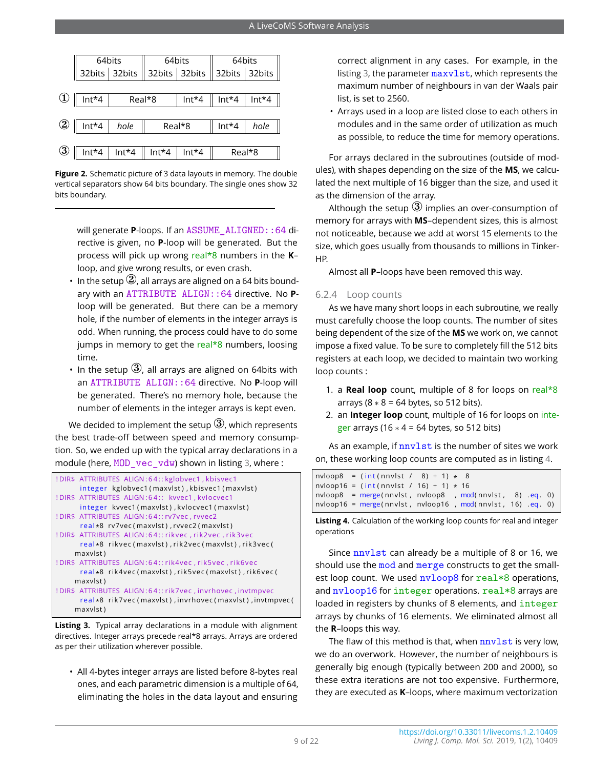| | 64bits | | 64bits | | 64bits | |
|---|---|---|---|---|---|---|
| | 32bits | 32bits | 32bits | 32bits | 32bits | 32bits |
| ① | Int*4 | Real*8 | | Int*4 | Int*4 | Int*4 |
| ② | Int*4 | *hole* | Real*8 | | Int*4 | *hole* |
| ③ | Int*4 | Int*4 | Int*4 | Int*4 | Real*8 | |

**Figure 2.** Schematic picture of 3 data layouts in memory. The double vertical separators show 64 bits boundary. The single ones show 32 bits boundary.

will generate **P**-loops. If an `ASSUME_ALIGNED::64` directive is given, no **P**-loop will be generated. But the process will pick up wrong real*8 numbers in the **K**–loop, and give wrong results, or even crash.

- In the setup ②, all arrays are aligned on a 64 bits boundary with an `ATTRIBUTE ALIGN::64` directive. No **P**-loop will be generated. But there can be a memory hole, if the number of elements in the integer arrays is odd. When running, the process could have to do some jumps in memory to get the real*8 numbers, loosing time.
- In the setup ③, all arrays are aligned on 64bits with an `ATTRIBUTE ALIGN::64` directive. No **P**-loop will be generated. There's no memory hole, because the number of elements in the integer arrays is kept even.

We decided to implement the setup ③, which represents the best trade-off between speed and memory consumption. So, we ended up with the typical array declarations in a module (here, `MOD_vec_vdw`) shown in listing 3, where :

```
!DIR$ ATTRIBUTES ALIGN:64::kglobvec1,kbisvec1
      integer kglobvec1(maxvlst),kbisvec1(maxvlst)
!DIR$ ATTRIBUTES ALIGN:64:: kvvec1,kvlocvec1
      integer kvvec1(maxvlst),kvlocvec1(maxvlst)
!DIR$ ATTRIBUTES ALIGN:64::rv7vec,rvvec2
      real*8 rv7vec(maxvlst),rvvec2(maxvlst)
!DIR$ ATTRIBUTES ALIGN:64::rikvec,rik2vec,rik3vec
      real*8 rikvec(maxvlst),rik2vec(maxvlst),rik3vec(
     maxvlst)
!DIR$ ATTRIBUTES ALIGN:64::rik4vec,rik5vec,rik6vec
      real*8 rik4vec(maxvlst),rik5vec(maxvlst),rik6vec(
     maxvlst)
!DIR$ ATTRIBUTES ALIGN:64::rik7vec,invrhovec,invtmpvec
      real*8 rik7vec(maxvlst),invrhovec(maxvlst),invtmpvec(
     maxvlst)
```

**Listing 3.** Typical array declarations in a module with alignment directives. Integer arrays precede real*8 arrays. Arrays are ordered as per their utilization wherever possible.

- All 4-bytes integer arrays are listed before 8-bytes real ones, and each parametric dimension is a multiple of 64, eliminating the holes in the data layout and ensuring correct alignment in any cases. For example, in the listing 3, the parameter `maxvlst`, which represents the maximum number of neighbours in van der Waals pair list, is set to 2560.
- Arrays used in a loop are listed close to each others in modules and in the same order of utilization as much as possible, to reduce the time for memory operations.

For arrays declared in the subroutines (outside of modules), with shapes depending on the size of the **MS**, we calculated the next multiple of 16 bigger than the size, and used it as the dimension of the array.

Although the setup ③ implies an over-consumption of memory for arrays with **MS**–dependent sizes, this is almost not noticeable, because we add at worst 15 elements to the size, which goes usually from thousands to millions in Tinker-HP.

Almost all **P**–loops have been removed this way.

### 6.2.4 Loop counts

As we have many short loops in each subroutine, we really must carefully choose the loop counts. The number of sites being dependent of the size of the **MS** we work on, we cannot impose a fixed value. To be sure to completely fill the 512 bits registers at each loop, we decided to maintain two working loop counts :

1. a **Real loop** count, multiple of 8 for loops on real*8 arrays ($8 * 8 = 64$ bytes, so 512 bits).
2. an **Integer loop** count, multiple of 16 for loops on integer arrays ($16 * 4 = 64$ bytes, so 512 bits)

As an example, if `nnvlst` is the number of sites we work on, these working loop counts are computed as in listing 4.

```
nvloop8  = (int(nnvlst /  8) + 1) *  8
nvloop16 = (int(nnvlst / 16) + 1) * 16
nvloop8  = merge(nnvlst, nvloop8  , mod(nnvlst,  8) .eq. 0)
nvloop16 = merge(nnvlst, nvloop16 , mod(nnvlst, 16) .eq. 0)
```

**Listing 4.** Calculation of the working loop counts for real and integer operations

Since `nnvlst` can already be a multiple of 8 or 16, we should use the `mod` and `merge` constructs to get the smallest loop count. We used `nvloop8` for `real*8` operations, and `nvloop16` for `integer` operations. `real*8` arrays are loaded in registers by chunks of 8 elements, and `integer` arrays by chunks of 16 elements. We eliminated almost all the **R**–loops this way.

The flaw of this method is that, when `nnvlst` is very low, we do an overwork. However, the number of neighbours is generally big enough (typically between 200 and 2000), so these extra iterations are not too expensive. Furthermore, they are executed as **K**–loops, where maximum vectorization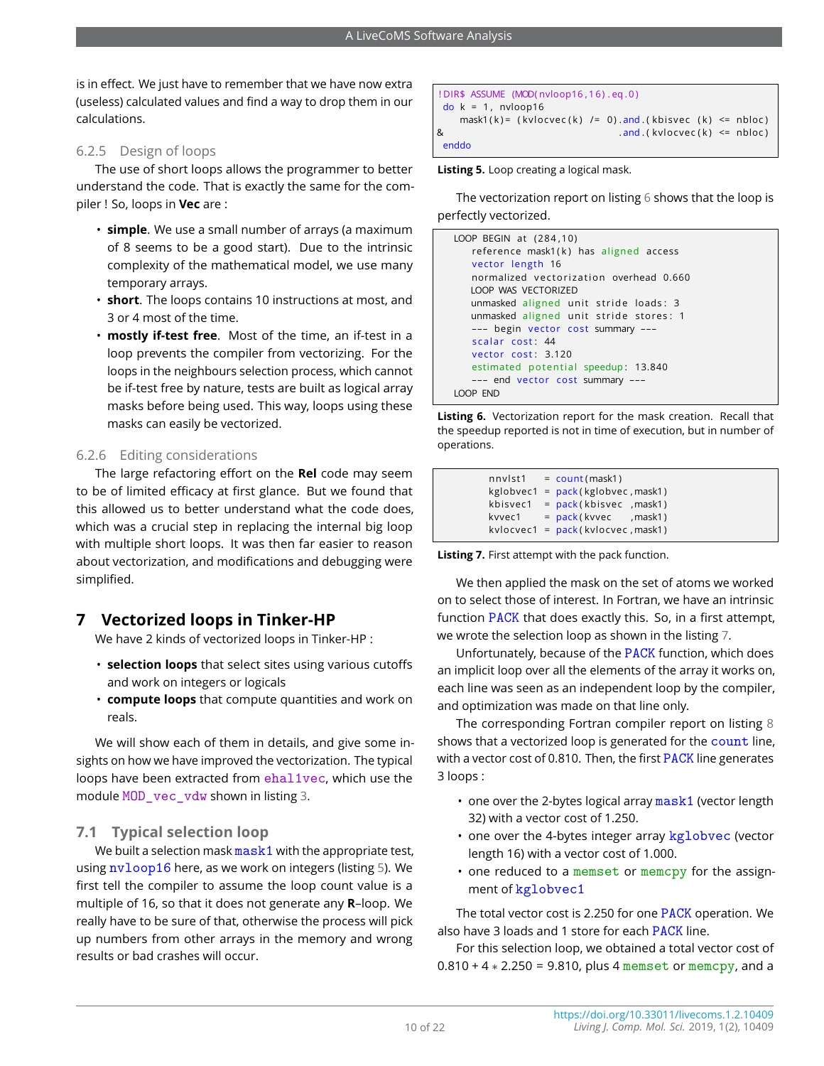is in effect. We just have to remember that we have now extra (useless) calculated values and find a way to drop them in our calculations.

### 6.2.5 Design of loops

The use of short loops allows the programmer to better understand the code. That is exactly the same for the compiler ! So, loops in **Vec** are :

- **simple**. We use a small number of arrays (a maximum of 8 seems to be a good start). Due to the intrinsic complexity of the mathematical model, we use many temporary arrays.
- **short**. The loops contains 10 instructions at most, and 3 or 4 most of the time.
- **mostly if-test free**. Most of the time, an if-test in a loop prevents the compiler from vectorizing. For the loops in the neighbours selection process, which cannot be if-test free by nature, tests are built as logical array masks before being used. This way, loops using these masks can easily be vectorized.

### 6.2.6 Editing considerations

The large refactoring effort on the **Rel** code may seem to be of limited efficacy at first glance. But we found that this allowed us to better understand what the code does, which was a crucial step in replacing the internal big loop with multiple short loops. It was then far easier to reason about vectorization, and modifications and debugging were simplified.

## 7 Vectorized loops in Tinker-HP

We have 2 kinds of vectorized loops in Tinker-HP :

- **selection loops** that select sites using various cutoffs and work on integers or logicals
- **compute loops** that compute quantities and work on reals.

We will show each of them in details, and give some insights on how we have improved the vectorization. The typical loops have been extracted from `ehal1vec`, which use the module `MOD_vec_vdw` shown in listing 3.

### 7.1 Typical selection loop

We built a selection mask `mask1` with the appropriate test, using `nvloop16` here, as we work on integers (listing 5). We first tell the compiler to assume the loop count value is a multiple of 16, so that it does not generate any **R**–loop. We really have to be sure of that, otherwise the process will pick up numbers from other arrays in the memory and wrong results or bad crashes will occur.

```
!DIR$ ASSUME (MOD(nvloop16,16).eq.0)
 do k = 1, nvloop16
    mask1(k)= (kvlocvec(k) /= 0).and.(kbisvec (k) <= nbloc)
&                                .and.(kvlocvec(k) <= nbloc)
 enddo
```

**Listing 5.** Loop creating a logical mask.

The vectorization report on listing 6 shows that the loop is perfectly vectorized.

```
LOOP BEGIN at (284,10)
   reference mask1(k) has aligned access
   vector length 16
   normalized vectorization overhead 0.660
   LOOP WAS VECTORIZED
   unmasked aligned unit stride loads: 3
   unmasked aligned unit stride stores: 1
   --- begin vector cost summary ---
   scalar cost: 44
   vector cost: 3.120
   estimated potential speedup: 13.840
   --- end vector cost summary ---
LOOP END
```

**Listing 6.** Vectorization report for the mask creation. Recall that the speedup reported is not in time of execution, but in number of operations.

```
        nnvlst1    = count(mask1)
        kglobvec1  = pack(kglobvec,mask1)
        kbisvec1   = pack(kbisvec  ,mask1)
        kvvec1     = pack(kvvec    ,mask1)
        kvlocvec1  = pack(kvlocvec,mask1)
```

**Listing 7.** First attempt with the pack function.

We then applied the mask on the set of atoms we worked on to select those of interest. In Fortran, we have an intrinsic function `PACK` that does exactly this. So, in a first attempt, we wrote the selection loop as shown in the listing 7.

Unfortunately, because of the `PACK` function, which does an implicit loop over all the elements of the array it works on, each line was seen as an independent loop by the compiler, and optimization was made on that line only.

The corresponding Fortran compiler report on listing 8 shows that a vectorized loop is generated for the `count` line, with a vector cost of 0.810. Then, the first `PACK` line generates 3 loops :

- one over the 2-bytes logical array `mask1` (vector length 32) with a vector cost of 1.250.
- one over the 4-bytes integer array `kglobvec` (vector length 16) with a vector cost of 1.000.
- one reduced to a `memset` or `memcpy` for the assignment of `kglobvec1`

The total vector cost is 2.250 for one `PACK` operation. We also have 3 loads and 1 store for each `PACK` line.

For this selection loop, we obtained a total vector cost of 0.810 + 4 ∗ 2.250 = 9.810, plus 4 `memset` or `memcpy`, and a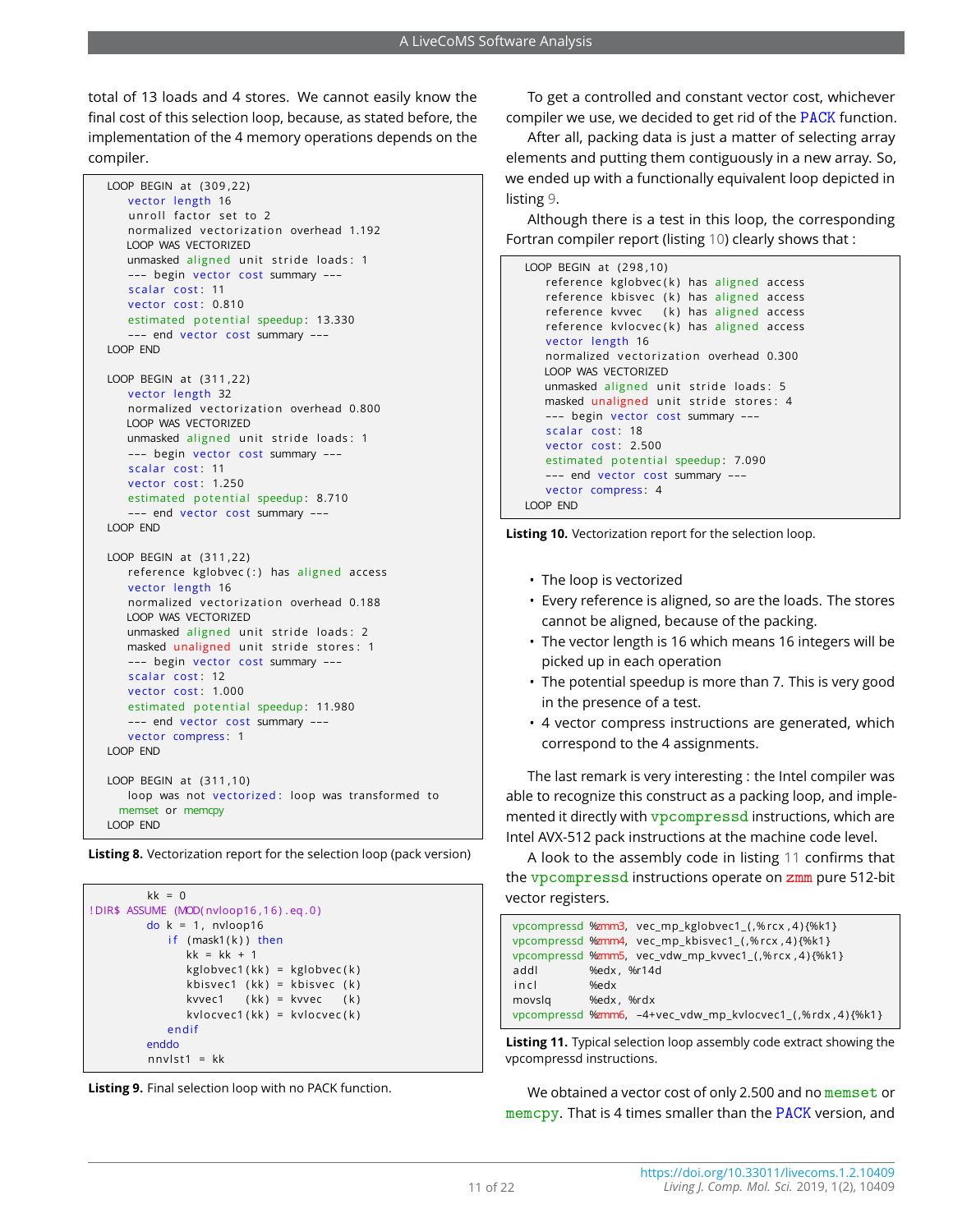total of 13 loads and 4 stores. We cannot easily know the final cost of this selection loop, because, as stated before, the implementation of the 4 memory operations depends on the compiler.

```
LOOP BEGIN at (309,22)
   vector length 16
   unroll factor set to 2
   normalized vectorization overhead 1.192
   LOOP WAS VECTORIZED
   unmasked aligned unit stride loads: 1
   --- begin vector cost summary ---
   scalar cost: 11
   vector cost: 0.810
   estimated potential speedup: 13.330
   --- end vector cost summary ---
LOOP END

LOOP BEGIN at (311,22)
   vector length 32
   normalized vectorization overhead 0.800
   LOOP WAS VECTORIZED
   unmasked aligned unit stride loads: 1
   --- begin vector cost summary ---
   scalar cost: 11
   vector cost: 1.250
   estimated potential speedup: 8.710
   --- end vector cost summary ---
LOOP END

LOOP BEGIN at (311,22)
   reference kglobvec(:) has aligned access
   vector length 16
   normalized vectorization overhead 0.188
   LOOP WAS VECTORIZED
   unmasked aligned unit stride loads: 2
   masked unaligned unit stride stores: 1
   --- begin vector cost summary ---
   scalar cost: 12
   vector cost: 1.000
   estimated potential speedup: 11.980
   --- end vector cost summary ---
   vector compress: 1
LOOP END

LOOP BEGIN at (311,10)
   loop was not vectorized: loop was transformed to
 memset or memcpy
LOOP END
```

**Listing 8.** Vectorization report for the selection loop (pack version)

```fortran
      kk = 0
!DIR$ ASSUME (MOD(nvloop16,16).eq.0)
      do k = 1, nvloop16
         if (mask1(k)) then
            kk = kk + 1
            kglobvec1(kk) = kglobvec(k)
            kbisvec1 (kk) = kbisvec (k)
            kvvec1   (kk) = kvvec   (k)
            kvlocvec1(kk) = kvlocvec(k)
         endif
      enddo
      nnvlst1 = kk
```

**Listing 9.** Final selection loop with no PACK function.

To get a controlled and constant vector cost, whichever compiler we use, we decided to get rid of the PACK function.

After all, packing data is just a matter of selecting array elements and putting them contiguously in a new array. So, we ended up with a functionally equivalent loop depicted in listing 9.

Although there is a test in this loop, the corresponding Fortran compiler report (listing 10) clearly shows that :

```
LOOP BEGIN at (298,10)
   reference kglobvec(k) has aligned access
   reference kbisvec (k) has aligned access
   reference kvvec   (k) has aligned access
   reference kvlocvec(k) has aligned access
   vector length 16
   normalized vectorization overhead 0.300
   LOOP WAS VECTORIZED
   unmasked aligned unit stride loads: 5
   masked unaligned unit stride stores: 4
   --- begin vector cost summary ---
   scalar cost: 18
   vector cost: 2.500
   estimated potential speedup: 7.090
   --- end vector cost summary ---
   vector compress: 4
LOOP END
```

**Listing 10.** Vectorization report for the selection loop.

- The loop is vectorized
- Every reference is aligned, so are the loads. The stores cannot be aligned, because of the packing.
- The vector length is 16 which means 16 integers will be picked up in each operation
- The potential speedup is more than 7. This is very good in the presence of a test.
- 4 vector compress instructions are generated, which correspond to the 4 assignments.

The last remark is very interesting : the Intel compiler was able to recognize this construct as a packing loop, and implemented it directly with `vpcompressd` instructions, which are Intel AVX-512 pack instructions at the machine code level.

A look to the assembly code in listing 11 confirms that the `vpcompressd` instructions operate on `zmm` pure 512-bit vector registers.

```
vpcompressd %zmm3,  vec_mp_kglobvec1_(,%rcx,4){%k1}
vpcompressd %zmm4,  vec_mp_kbisvec1_(,%rcx,4){%k1}
vpcompressd %zmm5,  vec_vdw_mp_kvvec1_(,%rcx,4){%k1}
addl        %edx, %r14d
incl        %edx
movslq      %edx, %rdx
vpcompressd %zmm6,  -4+vec_vdw_mp_kvlocvec1_(,%rdx,4){%k1}
```

**Listing 11.** Typical selection loop assembly code extract showing the vpcompressd instructions.

We obtained a vector cost of only 2.500 and no `memset` or `memcpy`. That is 4 times smaller than the PACK version, and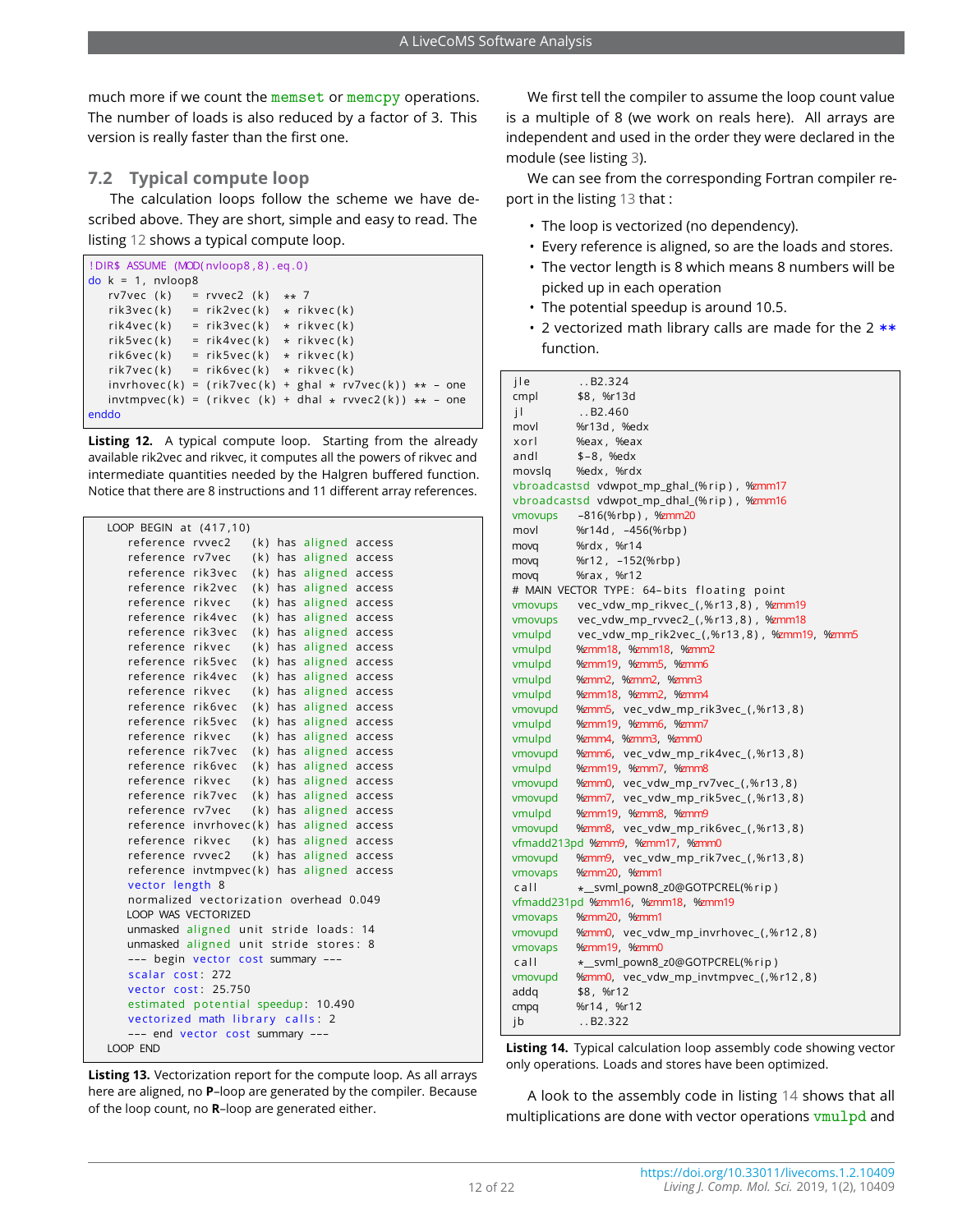much more if we count the `memset` or `memcpy` operations. The number of loads is also reduced by a factor of 3. This version is really faster than the first one.

## 7.2 Typical compute loop

The calculation loops follow the scheme we have described above. They are short, simple and easy to read. The listing 12 shows a typical compute loop.

```
!DIR$ ASSUME (MOD(nvloop8,8).eq.0)
do k = 1, nvloop8
   rv7vec (k)    = rvvec2 (k)   ** 7
   rik3vec(k)    = rik2vec(k)   * rikvec(k)
   rik4vec(k)    = rik3vec(k)   * rikvec(k)
   rik5vec(k)    = rik4vec(k)   * rikvec(k)
   rik6vec(k)    = rik5vec(k)   * rikvec(k)
   rik7vec(k)    = rik6vec(k)   * rikvec(k)
   invrhovec(k) = (rik7vec(k) + ghal * rv7vec(k)) ** - one
   invtmpvec(k) = (rikvec (k) + dhal * rvvec2(k)) ** - one
enddo
```

**Listing 12.** A typical compute loop. Starting from the already available rik2vec and rikvec, it computes all the powers of rikvec and intermediate quantities needed by the Halgren buffered function. Notice that there are 8 instructions and 11 different array references.

```
LOOP BEGIN at (417,10)
   reference rvvec2   (k) has aligned access
   reference rv7vec   (k) has aligned access
   reference rik3vec  (k) has aligned access
   reference rik2vec  (k) has aligned access
   reference rikvec   (k) has aligned access
   reference rik4vec  (k) has aligned access
   reference rik3vec  (k) has aligned access
   reference rikvec   (k) has aligned access
   reference rik5vec  (k) has aligned access
   reference rik4vec  (k) has aligned access
   reference rikvec   (k) has aligned access
   reference rik6vec  (k) has aligned access
   reference rik5vec  (k) has aligned access
   reference rikvec   (k) has aligned access
   reference rik7vec  (k) has aligned access
   reference rik6vec  (k) has aligned access
   reference rikvec   (k) has aligned access
   reference rik7vec  (k) has aligned access
   reference rv7vec   (k) has aligned access
   reference invrhovec(k) has aligned access
   reference rikvec   (k) has aligned access
   reference rvvec2   (k) has aligned access
   reference invtmpvec(k) has aligned access
   vector length 8
   normalized vectorization overhead 0.049
   LOOP WAS VECTORIZED
   unmasked aligned unit stride loads: 14
   unmasked aligned unit stride stores: 8
   --- begin vector cost summary ---
   scalar cost: 272
   vector cost: 25.750
   estimated potential speedup: 10.490
   vectorized math library calls: 2
   --- end vector cost summary ---
LOOP END
```

**Listing 13.** Vectorization report for the compute loop. As all arrays here are aligned, no **P**–loop are generated by the compiler. Because of the loop count, no **R**–loop are generated either.

We first tell the compiler to assume the loop count value is a multiple of 8 (we work on reals here). All arrays are independent and used in the order they were declared in the module (see listing 3).

We can see from the corresponding Fortran compiler report in the listing 13 that :

- The loop is vectorized (no dependency).
- Every reference is aligned, so are the loads and stores.
- The vector length is 8 which means 8 numbers will be picked up in each operation
- The potential speedup is around 10.5.
- 2 vectorized math library calls are made for the 2 `**` function.

```
jle       ..B2.324
cmpl      $8, %r13d
jl        ..B2.460
movl      %r13d, %edx
xorl      %eax, %eax
andl      $-8, %edx
movslq    %edx, %rdx
vbroadcastsd vdwpot_mp_ghal_(%rip), %zmm17
vbroadcastsd vdwpot_mp_dhal_(%rip), %zmm16
vmovups   -816(%rbp), %zmm20
movl      %r14d, -456(%rbp)
movq      %rdx, %r14
movq      %r12, -152(%rbp)
movq      %rax, %r12
# MAIN VECTOR TYPE: 64-bits floating point
vmovups   vec_vdw_mp_rikvec_(,%r13,8), %zmm19
vmovups   vec_vdw_mp_rvvec2_(,%r13,8), %zmm18
vmulpd    vec_vdw_mp_rik2vec_(,%r13,8), %zmm19, %zmm5
vmulpd    %zmm18, %zmm18, %zmm2
vmulpd    %zmm19, %zmm5, %zmm6
vmulpd    %zmm2, %zmm2, %zmm3
vmulpd    %zmm18, %zmm2, %zmm4
vmovupd   %zmm5, vec_vdw_mp_rik3vec_(,%r13,8)
vmulpd    %zmm19, %zmm6, %zmm7
vmulpd    %zmm4, %zmm3, %zmm0
vmovupd   %zmm6, vec_vdw_mp_rik4vec_(,%r13,8)
vmulpd    %zmm19, %zmm7, %zmm8
vmovupd   %zmm0, vec_vdw_mp_rv7vec_(,%r13,8)
vmovupd   %zmm7, vec_vdw_mp_rik5vec_(,%r13,8)
vmulpd    %zmm19, %zmm8, %zmm9
vmovupd   %zmm8, vec_vdw_mp_rik6vec_(,%r13,8)
vfmadd213pd %zmm9, %zmm17, %zmm0
vmovupd   %zmm9, vec_vdw_mp_rik7vec_(,%r13,8)
vmovaps   %zmm20, %zmm1
call      *__svml_pown8_z0@GOTPCREL(%rip)
vfmadd231pd %zmm16, %zmm18, %zmm19
vmovaps   %zmm20, %zmm1
vmovupd   %zmm0, vec_vdw_mp_invrhovec_(,%r12,8)
vmovaps   %zmm19, %zmm0
call      *__svml_pown8_z0@GOTPCREL(%rip)
vmovupd   %zmm0, vec_vdw_mp_invtmpvec_(,%r12,8)
addq      $8, %r12
cmpq      %r14, %r12
jb        ..B2.322
```

**Listing 14.** Typical calculation loop assembly code showing vector only operations. Loads and stores have been optimized.

A look to the assembly code in listing 14 shows that all multiplications are done with vector operations `vmulpd` and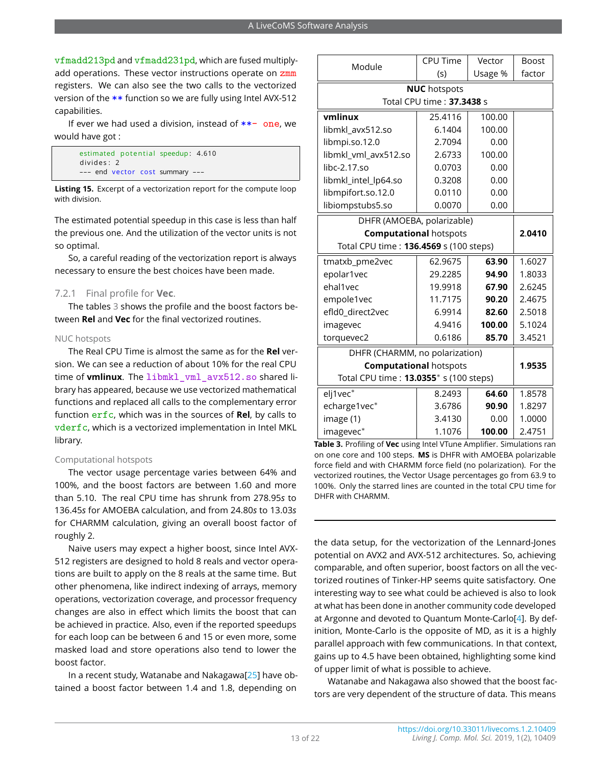vfmadd213pd and vfmadd231pd, which are fused multiply-add operations. These vector instructions operate on zmm registers. We can also see the two calls to the vectorized version of the ** function so we are fully using Intel AVX-512 capabilities.

If ever we had used a division, instead of **- one, we would have got :

```
estimated potential speedup: 4.610
divides: 2
--- end vector cost summary ---
```

**Listing 15.** Excerpt of a vectorization report for the compute loop with division.

The estimated potential speedup in this case is less than half the previous one. And the utilization of the vector units is not so optimal.

So, a careful reading of the vectorization report is always necessary to ensure the best choices have been made.

### 7.2.1 Final profile for **Vec**.

The tables 3 shows the profile and the boost factors between **Rel** and **Vec** for the final vectorized routines.

#### NUC hotspots

The Real CPU Time is almost the same as for the **Rel** version. We can see a reduction of about 10% for the real CPU time of **vmlinux**. The libmkl_vml_avx512.so shared library has appeared, because we use vectorized mathematical functions and replaced all calls to the complementary error function erfc, which was in the sources of **Rel**, by calls to vderfc, which is a vectorized implementation in Intel MKL library.

#### Computational hotspots

The vector usage percentage varies between 64% and 100%, and the boost factors are between 1.60 and more than 5.10. The real CPU time has shrunk from 278.95*s* to 136.45*s* for AMOEBA calculation, and from 24.80*s* to 13.03*s* for CHARMM calculation, giving an overall boost factor of roughly 2.

Naive users may expect a higher boost, since Intel AVX-512 registers are designed to hold 8 reals and vector operations are built to apply on the 8 reals at the same time. But other phenomena, like indirect indexing of arrays, memory operations, vectorization coverage, and processor frequency changes are also in effect which limits the boost that can be achieved in practice. Also, even if the reported speedups for each loop can be between 6 and 15 or even more, some masked load and store operations also tend to lower the boost factor.

In a recent study, Watanabe and Nakagawa[25] have obtained a boost factor between 1.4 and 1.8, depending on the data setup, for the vectorization of the Lennard-Jones potential on AVX2 and AVX-512 architectures. So, achieving comparable, and often superior, boost factors on all the vectorized routines of Tinker-HP seems quite satisfactory. One interesting way to see what could be achieved is also to look at what has been done in another community code developed at Argonne and devoted to Quantum Monte-Carlo[4]. By definition, Monte-Carlo is the opposite of MD, as it is a highly parallel approach with few communications. In that context, gains up to 4.5 have been obtained, highlighting some kind of upper limit of what is possible to achieve.

Watanabe and Nakagawa also showed that the boost factors are very dependent of the structure of data. This means

| Module | CPU Time (s) | Vector Usage % | Boost factor |
|---|---|---|---|
| **NUC** hotspots — Total CPU time : **37.3438** s | | | |
| **vmlinux** | 25.4116 | 100.00 | |
| libmkl_avx512.so | 6.1404 | 100.00 | |
| libmpi.so.12.0 | 2.7094 | 0.00 | |
| libmkl_vml_avx512.so | 2.6733 | 100.00 | |
| libc-2.17.so | 0.0703 | 0.00 | |
| libmkl_intel_lp64.so | 0.3208 | 0.00 | |
| libmpifort.so.12.0 | 0.0110 | 0.00 | |
| libiompstubs5.so | 0.0070 | 0.00 | |
| DHFR (AMOEBA, polarizable) **Computational** hotspots — Total CPU time : **136.4569** s (100 steps) | | | **2.0410** |
| tmatxb_pme2vec | 62.9675 | **63.90** | 1.6027 |
| epolar1vec | 29.2285 | **94.90** | 1.8033 |
| ehal1vec | 19.9918 | **67.90** | 2.6245 |
| empole1vec | 11.7175 | **90.20** | 2.4675 |
| efld0_direct2vec | 6.9914 | **82.60** | 2.5018 |
| imagevec | 4.9416 | **100.00** | 5.1024 |
| torquevec2 | 0.6186 | **85.70** | 3.4521 |
| DHFR (CHARMM, no polarization) **Computational** hotspots — Total CPU time : **13.0355*** s (100 steps) | | | **1.9535** |
| elj1vec* | 8.2493 | **64.60** | 1.8578 |
| echarge1vec* | 3.6786 | **90.90** | 1.8297 |
| image (1) | 3.4130 | 0.00 | 1.0000 |
| imagevec* | 1.1076 | **100.00** | 2.4751 |

**Table 3.** Profiling of **Vec** using Intel VTune Amplifier. Simulations ran on one core and 100 steps. **MS** is DHFR with AMOEBA polarizable force field and with CHARMM force field (no polarization). For the vectorized routines, the Vector Usage percentages go from 63.9 to 100%. Only the starred lines are counted in the total CPU time for DHFR with CHARMM.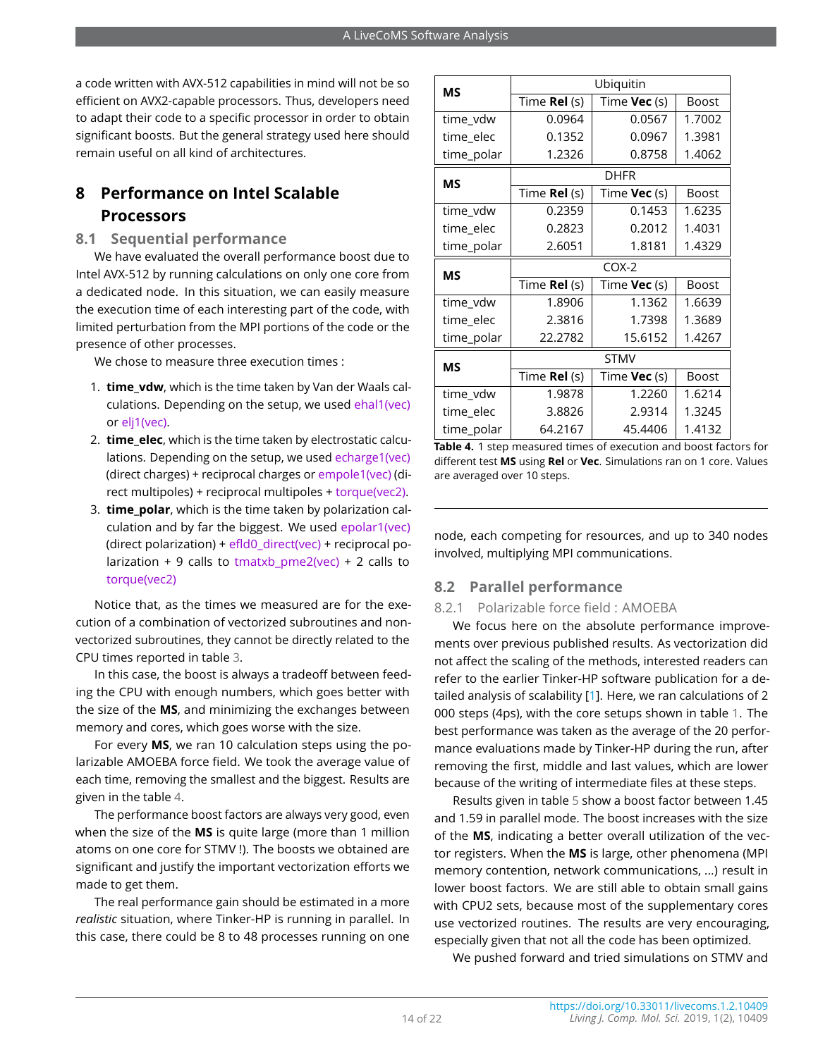a code written with AVX-512 capabilities in mind will not be so efficient on AVX2-capable processors. Thus, developers need to adapt their code to a specific processor in order to obtain significant boosts. But the general strategy used here should remain useful on all kind of architectures.

# 8 Performance on Intel Scalable Processors

## 8.1 Sequential performance

We have evaluated the overall performance boost due to Intel AVX-512 by running calculations on only one core from a dedicated node. In this situation, we can easily measure the execution time of each interesting part of the code, with limited perturbation from the MPI portions of the code or the presence of other processes.

We chose to measure three execution times :

1. **time_vdw**, which is the time taken by Van der Waals calculations. Depending on the setup, we used ehal1(vec) or elj1(vec).
2. **time_elec**, which is the time taken by electrostatic calculations. Depending on the setup, we used echarge1(vec) (direct charges) + reciprocal charges or empole1(vec) (direct multipoles) + reciprocal multipoles + torque(vec2).
3. **time_polar**, which is the time taken by polarization calculation and by far the biggest. We used epolar1(vec) (direct polarization) + efld0_direct(vec) + reciprocal polarization + 9 calls to tmatxb_pme2(vec) + 2 calls to torque(vec2)

Notice that, as the times we measured are for the execution of a combination of vectorized subroutines and non-vectorized subroutines, they cannot be directly related to the CPU times reported in table 3.

In this case, the boost is always a tradeoff between feeding the CPU with enough numbers, which goes better with the size of the **MS**, and minimizing the exchanges between memory and cores, which goes worse with the size.

For every **MS**, we ran 10 calculation steps using the polarizable AMOEBA force field. We took the average value of each time, removing the smallest and the biggest. Results are given in the table 4.

The performance boost factors are always very good, even when the size of the **MS** is quite large (more than 1 million atoms on one core for STMV !). The boosts we obtained are significant and justify the important vectorization efforts we made to get them.

The real performance gain should be estimated in a more *realistic* situation, where Tinker-HP is running in parallel. In this case, there could be 8 to 48 processes running on one node, each competing for resources, and up to 340 nodes involved, multiplying MPI communications.

| **MS** | Ubiquitin | | |
|---|---|---|---|
| | Time **Rel** (s) | Time **Vec** (s) | Boost |
| time_vdw | 0.0964 | 0.0567 | 1.7002 |
| time_elec | 0.1352 | 0.0967 | 1.3981 |
| time_polar | 1.2326 | 0.8758 | 1.4062 |
| **MS** | DHFR | | |
| | Time **Rel** (s) | Time **Vec** (s) | Boost |
| time_vdw | 0.2359 | 0.1453 | 1.6235 |
| time_elec | 0.2823 | 0.2012 | 1.4031 |
| time_polar | 2.6051 | 1.8181 | 1.4329 |
| **MS** | COX-2 | | |
| | Time **Rel** (s) | Time **Vec** (s) | Boost |
| time_vdw | 1.8906 | 1.1362 | 1.6639 |
| time_elec | 2.3816 | 1.7398 | 1.3689 |
| time_polar | 22.2782 | 15.6152 | 1.4267 |
| **MS** | STMV | | |
| | Time **Rel** (s) | Time **Vec** (s) | Boost |
| time_vdw | 1.9878 | 1.2260 | 1.6214 |
| time_elec | 3.8826 | 2.9314 | 1.3245 |
| time_polar | 64.2167 | 45.4406 | 1.4132 |

**Table 4.** 1 step measured times of execution and boost factors for different test **MS** using **Rel** or **Vec**. Simulations ran on 1 core. Values are averaged over 10 steps.

## 8.2 Parallel performance

### 8.2.1 Polarizable force field : AMOEBA

We focus here on the absolute performance improvements over previous published results. As vectorization did not affect the scaling of the methods, interested readers can refer to the earlier Tinker-HP software publication for a detailed analysis of scalability [1]. Here, we ran calculations of 2 000 steps (4ps), with the core setups shown in table 1. The best performance was taken as the average of the 20 performance evaluations made by Tinker-HP during the run, after removing the first, middle and last values, which are lower because of the writing of intermediate files at these steps.

Results given in table 5 show a boost factor between 1.45 and 1.59 in parallel mode. The boost increases with the size of the **MS**, indicating a better overall utilization of the vector registers. When the **MS** is large, other phenomena (MPI memory contention, network communications, ...) result in lower boost factors. We are still able to obtain small gains with CPU2 sets, because most of the supplementary cores use vectorized routines. The results are very encouraging, especially given that not all the code has been optimized.

We pushed forward and tried simulations on STMV and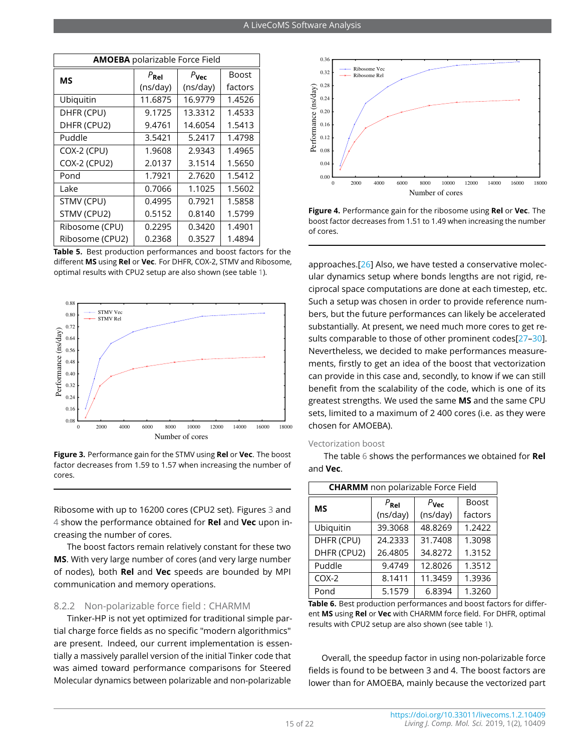| **AMOEBA** polarizable Force Field | | | |
|---|---|---|---|
| **MS** | $P_{\text{Rel}}$ (ns/day) | $P_{\text{Vec}}$ (ns/day) | Boost factors |
| Ubiquitin | 11.6875 | 16.9779 | 1.4526 |
| DHFR (CPU) | 9.1725 | 13.3312 | 1.4533 |
| DHFR (CPU2) | 9.4761 | 14.6054 | 1.5413 |
| Puddle | 3.5421 | 5.2417 | 1.4798 |
| COX-2 (CPU) | 1.9608 | 2.9343 | 1.4965 |
| COX-2 (CPU2) | 2.0137 | 3.1514 | 1.5650 |
| Pond | 1.7921 | 2.7620 | 1.5412 |
| Lake | 0.7066 | 1.1025 | 1.5602 |
| STMV (CPU) | 0.4995 | 0.7921 | 1.5858 |
| STMV (CPU2) | 0.5152 | 0.8140 | 1.5799 |
| Ribosome (CPU) | 0.2295 | 0.3420 | 1.4901 |
| Ribosome (CPU2) | 0.2368 | 0.3527 | 1.4894 |

**Table 5.** Best production performances and boost factors for the different **MS** using **Rel** or **Vec**. For DHFR, COX-2, STMV and Ribosome, optimal results with CPU2 setup are also shown (see table 1).

**Figure 3.** Performance gain for the STMV using **Rel** or **Vec**. The boost factor decreases from 1.59 to 1.57 when increasing the number of cores.

Ribosome with up to 16200 cores (CPU2 set). Figures 3 and 4 show the performance obtained for **Rel** and **Vec** upon increasing the number of cores.

The boost factors remain relatively constant for these two **MS**. With very large number of cores (and very large number of nodes), both **Rel** and **Vec** speeds are bounded by MPI communication and memory operations.

### 8.2.2 Non-polarizable force field : CHARMM

Tinker-HP is not yet optimized for traditional simple partial charge force fields as no specific "modern algorithmics" are present. Indeed, our current implementation is essentially a massively parallel version of the initial Tinker code that was aimed toward performance comparisons for Steered Molecular dynamics between polarizable and non-polarizable

**Figure 4.** Performance gain for the ribosome using **Rel** or **Vec**. The boost factor decreases from 1.51 to 1.49 when increasing the number of cores.

approaches.[26] Also, we have tested a conservative molecular dynamics setup where bonds lengths are not rigid, reciprocal space computations are done at each timestep, etc. Such a setup was chosen in order to provide reference numbers, but the future performances can likely be accelerated substantially. At present, we need much more cores to get results comparable to those of other prominent codes[27–30]. Nevertheless, we decided to make performances measurements, firstly to get an idea of the boost that vectorization can provide in this case and, secondly, to know if we can still benefit from the scalability of the code, which is one of its greatest strengths. We used the same **MS** and the same CPU sets, limited to a maximum of 2 400 cores (i.e. as they were chosen for AMOEBA).

#### Vectorization boost

The table 6 shows the performances we obtained for **Rel** and **Vec**.

| **CHARMM** non polarizable Force Field | | | |
|---|---|---|---|
| **MS** | $P_{\text{Rel}}$ (ns/day) | $P_{\text{Vec}}$ (ns/day) | Boost factors |
| Ubiquitin | 39.3068 | 48.8269 | 1.2422 |
| DHFR (CPU) | 24.2333 | 31.7408 | 1.3098 |
| DHFR (CPU2) | 26.4805 | 34.8272 | 1.3152 |
| Puddle | 9.4749 | 12.8026 | 1.3512 |
| COX-2 | 8.1411 | 11.3459 | 1.3936 |
| Pond | 5.1579 | 6.8394 | 1.3260 |

**Table 6.** Best production performances and boost factors for different **MS** using **Rel** or **Vec** with CHARMM force field. For DHFR, optimal results with CPU2 setup are also shown (see table 1).

Overall, the speedup factor in using non-polarizable force fields is found to be between 3 and 4. The boost factors are lower than for AMOEBA, mainly because the vectorized part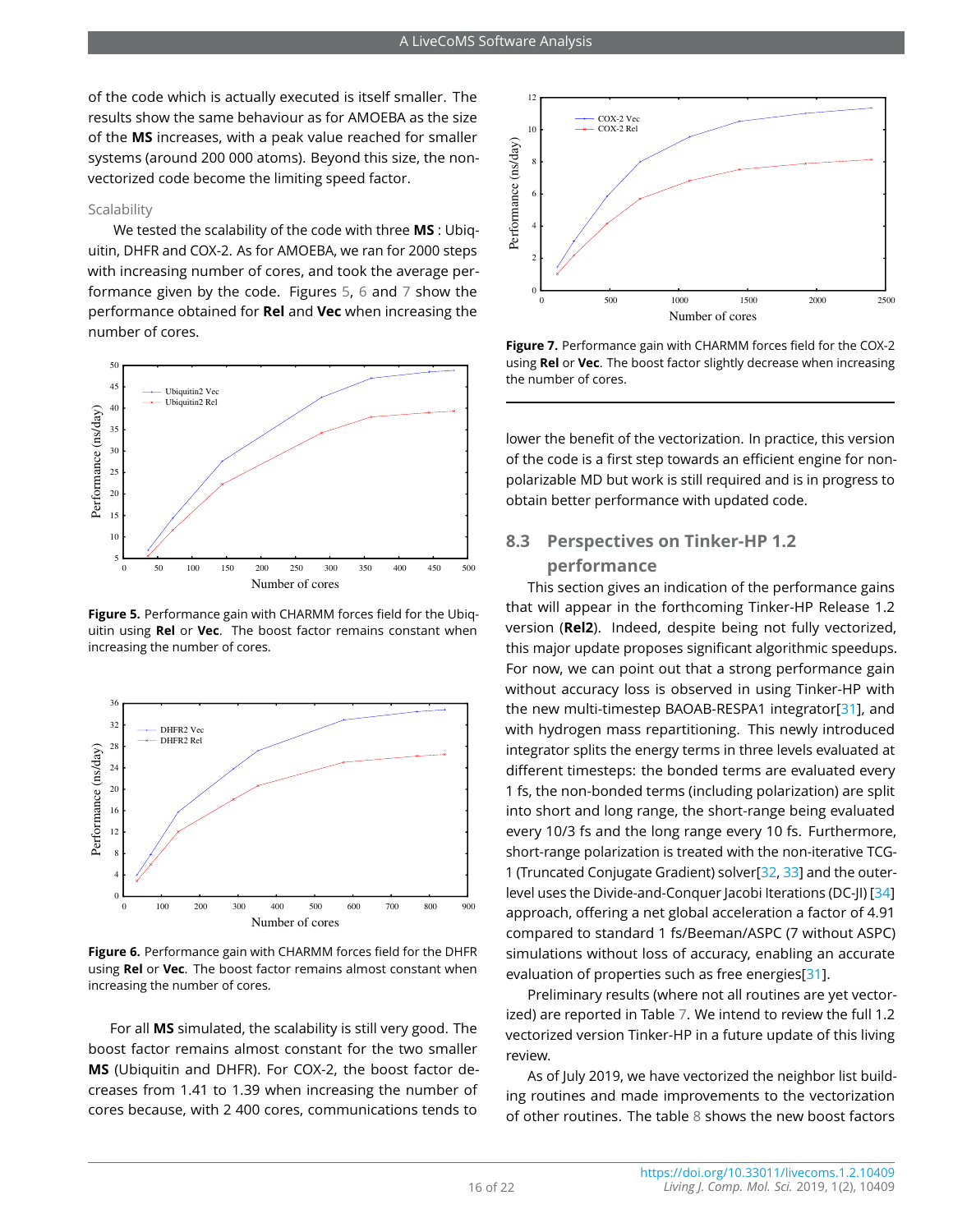of the code which is actually executed is itself smaller. The results show the same behaviour as for AMOEBA as the size of the **MS** increases, with a peak value reached for smaller systems (around 200 000 atoms). Beyond this size, the non-vectorized code become the limiting speed factor.

### Scalability

We tested the scalability of the code with three **MS** : Ubiquitin, DHFR and COX-2. As for AMOEBA, we ran for 2000 steps with increasing number of cores, and took the average performance given by the code. Figures 5, 6 and 7 show the performance obtained for **Rel** and **Vec** when increasing the number of cores.

**Figure 5.** Performance gain with CHARMM forces field for the Ubiquitin using **Rel** or **Vec**. The boost factor remains constant when increasing the number of cores.

**Figure 6.** Performance gain with CHARMM forces field for the DHFR using **Rel** or **Vec**. The boost factor remains almost constant when increasing the number of cores.

For all **MS** simulated, the scalability is still very good. The boost factor remains almost constant for the two smaller **MS** (Ubiquitin and DHFR). For COX-2, the boost factor decreases from 1.41 to 1.39 when increasing the number of cores because, with 2 400 cores, communications tends to

**Figure 7.** Performance gain with CHARMM forces field for the COX-2 using **Rel** or **Vec**. The boost factor slightly decrease when increasing the number of cores.

lower the benefit of the vectorization. In practice, this version of the code is a first step towards an efficient engine for non-polarizable MD but work is still required and is in progress to obtain better performance with updated code.

## 8.3 Perspectives on Tinker-HP 1.2 performance

This section gives an indication of the performance gains that will appear in the forthcoming Tinker-HP Release 1.2 version (**Rel2**). Indeed, despite being not fully vectorized, this major update proposes significant algorithmic speedups. For now, we can point out that a strong performance gain without accuracy loss is observed in using Tinker-HP with the new multi-timestep BAOAB-RESPA1 integrator[31], and with hydrogen mass repartitioning. This newly introduced integrator splits the energy terms in three levels evaluated at different timesteps: the bonded terms are evaluated every 1 fs, the non-bonded terms (including polarization) are split into short and long range, the short-range being evaluated every 10/3 fs and the long range every 10 fs. Furthermore, short-range polarization is treated with the non-iterative TCG-1 (Truncated Conjugate Gradient) solver[32, 33] and the outer-level uses the Divide-and-Conquer Jacobi Iterations (DC-JI) [34] approach, offering a net global acceleration a factor of 4.91 compared to standard 1 fs/Beeman/ASPC (7 without ASPC) simulations without loss of accuracy, enabling an accurate evaluation of properties such as free energies[31].

Preliminary results (where not all routines are yet vectorized) are reported in Table 7. We intend to review the full 1.2 vectorized version Tinker-HP in a future update of this living review.

As of July 2019, we have vectorized the neighbor list building routines and made improvements to the vectorization of other routines. The table 8 shows the new boost factors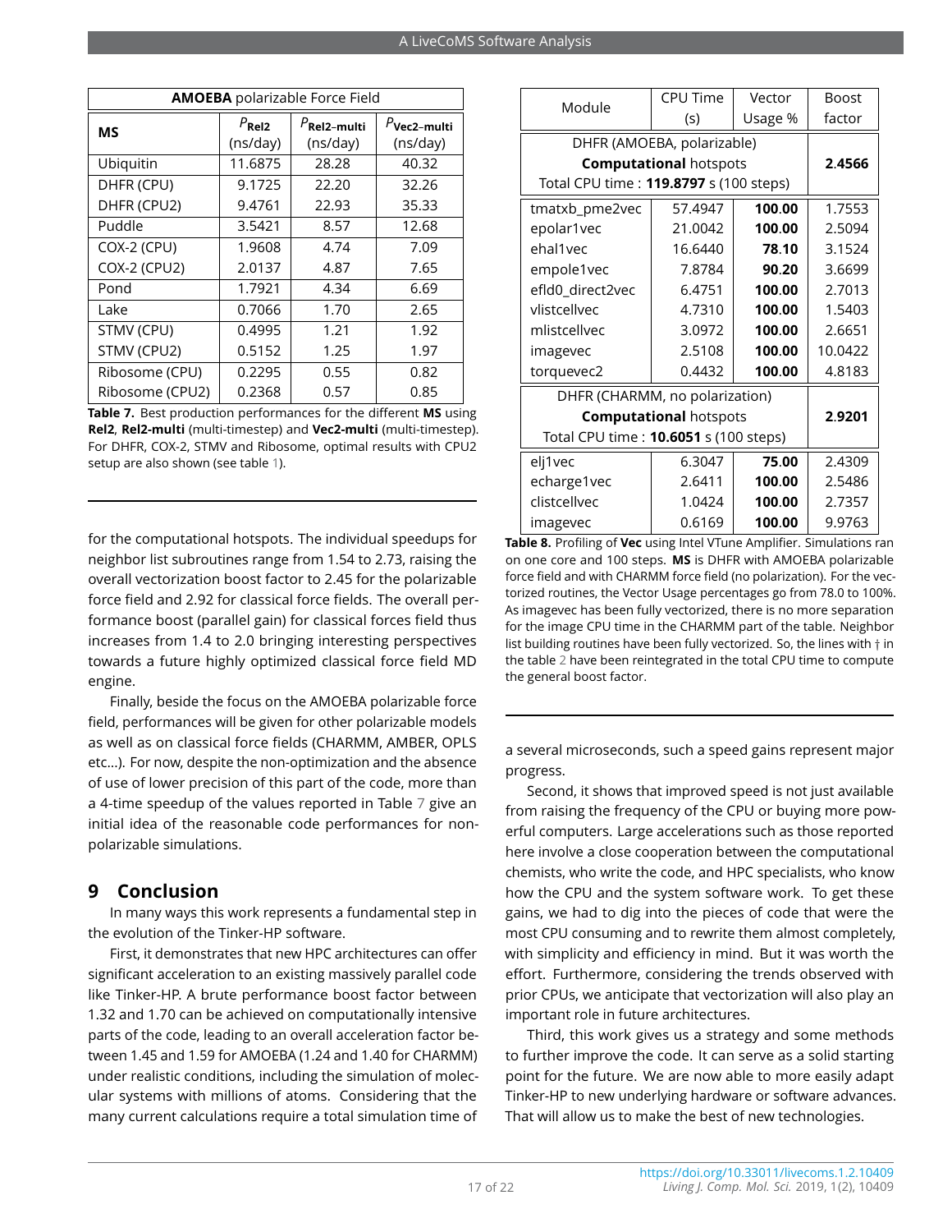| **AMOEBA** polarizable Force Field | | | |
|---|---|---|---|
| **MS** | $P_{\mathbf{Rel2}}$ (ns/day) | $P_{\mathbf{Rel2\text{-}multi}}$ (ns/day) | $P_{\mathbf{Vec2\text{-}multi}}$ (ns/day) |
| Ubiquitin | 11.6875 | 28.28 | 40.32 |
| DHFR (CPU) | 9.1725 | 22.20 | 32.26 |
| DHFR (CPU2) | 9.4761 | 22.93 | 35.33 |
| Puddle | 3.5421 | 8.57 | 12.68 |
| COX-2 (CPU) | 1.9608 | 4.74 | 7.09 |
| COX-2 (CPU2) | 2.0137 | 4.87 | 7.65 |
| Pond | 1.7921 | 4.34 | 6.69 |
| Lake | 0.7066 | 1.70 | 2.65 |
| STMV (CPU) | 0.4995 | 1.21 | 1.92 |
| STMV (CPU2) | 0.5152 | 1.25 | 1.97 |
| Ribosome (CPU) | 0.2295 | 0.55 | 0.82 |
| Ribosome (CPU2) | 0.2368 | 0.57 | 0.85 |

**Table 7.** Best production performances for the different **MS** using **Rel2**, **Rel2-multi** (multi-timestep) and **Vec2-multi** (multi-timestep). For DHFR, COX-2, STMV and Ribosome, optimal results with CPU2 setup are also shown (see table 1).

for the computational hotspots. The individual speedups for neighbor list subroutines range from 1.54 to 2.73, raising the overall vectorization boost factor to 2.45 for the polarizable force field and 2.92 for classical force fields. The overall performance boost (parallel gain) for classical forces field thus increases from 1.4 to 2.0 bringing interesting perspectives towards a future highly optimized classical force field MD engine.

Finally, beside the focus on the AMOEBA polarizable force field, performances will be given for other polarizable models as well as on classical force fields (CHARMM, AMBER, OPLS etc...). For now, despite the non-optimization and the absence of use of lower precision of this part of the code, more than a 4-time speedup of the values reported in Table 7 give an initial idea of the reasonable code performances for non-polarizable simulations.

## 9 Conclusion

In many ways this work represents a fundamental step in the evolution of the Tinker-HP software.

First, it demonstrates that new HPC architectures can offer significant acceleration to an existing massively parallel code like Tinker-HP. A brute performance boost factor between 1.32 and 1.70 can be achieved on computationally intensive parts of the code, leading to an overall acceleration factor between 1.45 and 1.59 for AMOEBA (1.24 and 1.40 for CHARMM) under realistic conditions, including the simulation of molecular systems with millions of atoms. Considering that the many current calculations require a total simulation time of a several microseconds, such a speed gains represent major progress.

| Module | CPU Time (s) | Vector Usage % | Boost factor |
|---|---|---|---|
| DHFR (AMOEBA, polarizable) **Computational** hotspots Total CPU time : **119.8797** s (100 steps) | | | **2.4566** |
| tmatxb_pme2vec | 57.4947 | **100.00** | 1.7553 |
| epolar1vec | 21.0042 | **100.00** | 2.5094 |
| ehal1vec | 16.6440 | **78.10** | 3.1524 |
| empole1vec | 7.8784 | **90.20** | 3.6699 |
| efld0_direct2vec | 6.4751 | **100.00** | 2.7013 |
| vlistcellvec | 4.7310 | **100.00** | 1.5403 |
| mlistcellvec | 3.0972 | **100.00** | 2.6651 |
| imagevec | 2.5108 | **100.00** | 10.0422 |
| torquevec2 | 0.4432 | **100.00** | 4.8183 |
| DHFR (CHARMM, no polarization) **Computational** hotspots Total CPU time : **10.6051** s (100 steps) | | | **2.9201** |
| elj1vec | 6.3047 | **75.00** | 2.4309 |
| echarge1vec | 2.6411 | **100.00** | 2.5486 |
| clistcellvec | 1.0424 | **100.00** | 2.7357 |
| imagevec | 0.6169 | **100.00** | 9.9763 |

**Table 8.** Profiling of **Vec** using Intel VTune Amplifier. Simulations ran on one core and 100 steps. **MS** is DHFR with AMOEBA polarizable force field and with CHARMM force field (no polarization). For the vectorized routines, the Vector Usage percentages go from 78.0 to 100%. As imagevec has been fully vectorized, there is no more separation for the image CPU time in the CHARMM part of the table. Neighbor list building routines have been fully vectorized. So, the lines with † in the table 2 have been reintegrated in the total CPU time to compute the general boost factor.

Second, it shows that improved speed is not just available from raising the frequency of the CPU or buying more powerful computers. Large accelerations such as those reported here involve a close cooperation between the computational chemists, who write the code, and HPC specialists, who know how the CPU and the system software work. To get these gains, we had to dig into the pieces of code that were the most CPU consuming and to rewrite them almost completely, with simplicity and efficiency in mind. But it was worth the effort. Furthermore, considering the trends observed with prior CPUs, we anticipate that vectorization will also play an important role in future architectures.

Third, this work gives us a strategy and some methods to further improve the code. It can serve as a solid starting point for the future. We are now able to more easily adapt Tinker-HP to new underlying hardware or software advances. That will allow us to make the best of new technologies.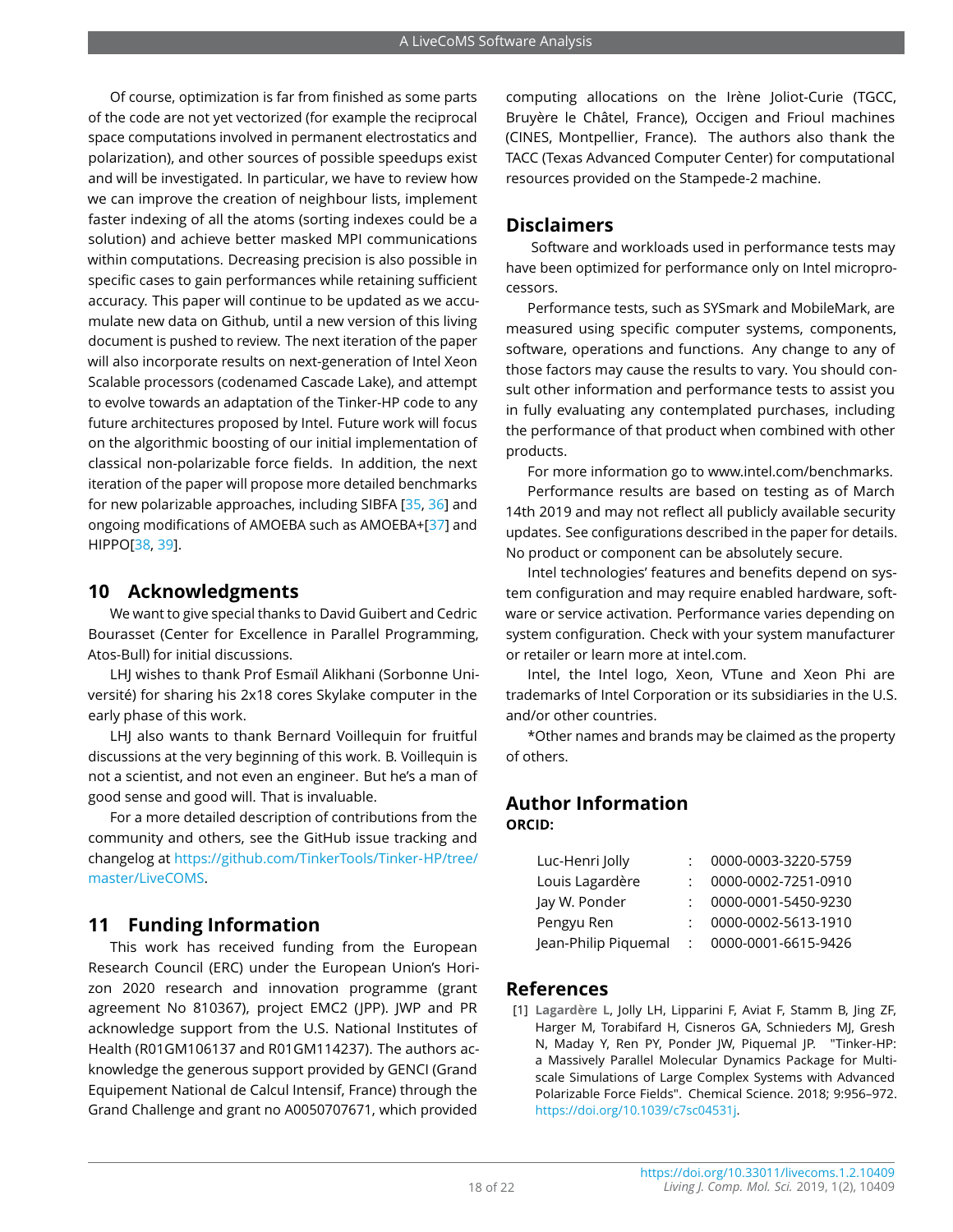Of course, optimization is far from finished as some parts of the code are not yet vectorized (for example the reciprocal space computations involved in permanent electrostatics and polarization), and other sources of possible speedups exist and will be investigated. In particular, we have to review how we can improve the creation of neighbour lists, implement faster indexing of all the atoms (sorting indexes could be a solution) and achieve better masked MPI communications within computations. Decreasing precision is also possible in specific cases to gain performances while retaining sufficient accuracy. This paper will continue to be updated as we accumulate new data on Github, until a new version of this living document is pushed to review. The next iteration of the paper will also incorporate results on next-generation of Intel Xeon Scalable processors (codenamed Cascade Lake), and attempt to evolve towards an adaptation of the Tinker-HP code to any future architectures proposed by Intel. Future work will focus on the algorithmic boosting of our initial implementation of classical non-polarizable force fields. In addition, the next iteration of the paper will propose more detailed benchmarks for new polarizable approaches, including SIBFA [35, 36] and ongoing modifications of AMOEBA such as AMOEBA+[37] and HIPPO[38, 39].

## 10 Acknowledgments

We want to give special thanks to David Guibert and Cedric Bourasset (Center for Excellence in Parallel Programming, Atos-Bull) for initial discussions.

LHJ wishes to thank Prof Esmaïl Alikhani (Sorbonne Université) for sharing his 2x18 cores Skylake computer in the early phase of this work.

LHJ also wants to thank Bernard Voillequin for fruitful discussions at the very beginning of this work. B. Voillequin is not a scientist, and not even an engineer. But he's a man of good sense and good will. That is invaluable.

For a more detailed description of contributions from the community and others, see the GitHub issue tracking and changelog at https://github.com/TinkerTools/Tinker-HP/tree/master/LiveCOMS.

## 11 Funding Information

This work has received funding from the European Research Council (ERC) under the European Union's Horizon 2020 research and innovation programme (grant agreement No 810367), project EMC2 (JPP). JWP and PR acknowledge support from the U.S. National Institutes of Health (R01GM106137 and R01GM114237). The authors acknowledge the generous support provided by GENCI (Grand Equipement National de Calcul Intensif, France) through the Grand Challenge and grant no A0050707671, which provided computing allocations on the Irène Joliot-Curie (TGCC, Bruyère le Châtel, France), Occigen and Frioul machines (CINES, Montpellier, France). The authors also thank the TACC (Texas Advanced Computer Center) for computational resources provided on the Stampede-2 machine.

## Disclaimers

Software and workloads used in performance tests may have been optimized for performance only on Intel microprocessors.

Performance tests, such as SYSmark and MobileMark, are measured using specific computer systems, components, software, operations and functions. Any change to any of those factors may cause the results to vary. You should consult other information and performance tests to assist you in fully evaluating any contemplated purchases, including the performance of that product when combined with other products.

For more information go to www.intel.com/benchmarks.

Performance results are based on testing as of March 14th 2019 and may not reflect all publicly available security updates. See configurations described in the paper for details. No product or component can be absolutely secure.

Intel technologies' features and benefits depend on system configuration and may require enabled hardware, software or service activation. Performance varies depending on system configuration. Check with your system manufacturer or retailer or learn more at intel.com.

Intel, the Intel logo, Xeon, VTune and Xeon Phi are trademarks of Intel Corporation or its subsidiaries in the U.S. and/or other countries.

*Other names and brands may be claimed as the property of others.

## Author Information

**ORCID:**

| | | |
|---|---|---|
| Luc-Henri Jolly | : | 0000-0003-3220-5759 |
| Louis Lagardère | : | 0000-0002-7251-0910 |
| Jay W. Ponder | : | 0000-0001-5450-9230 |
| Pengyu Ren | : | 0000-0002-5613-1910 |
| Jean-Philip Piquemal | : | 0000-0001-6615-9426 |

## References

[1] **Lagardère L**, Jolly LH, Lipparini F, Aviat F, Stamm B, Jing ZF, Harger M, Torabifard H, Cisneros GA, Schnieders MJ, Gresh N, Maday Y, Ren PY, Ponder JW, Piquemal JP. "Tinker-HP: a Massively Parallel Molecular Dynamics Package for Multiscale Simulations of Large Complex Systems with Advanced Polarizable Force Fields". Chemical Science. 2018; 9:956–972. https://doi.org/10.1039/c7sc04531j.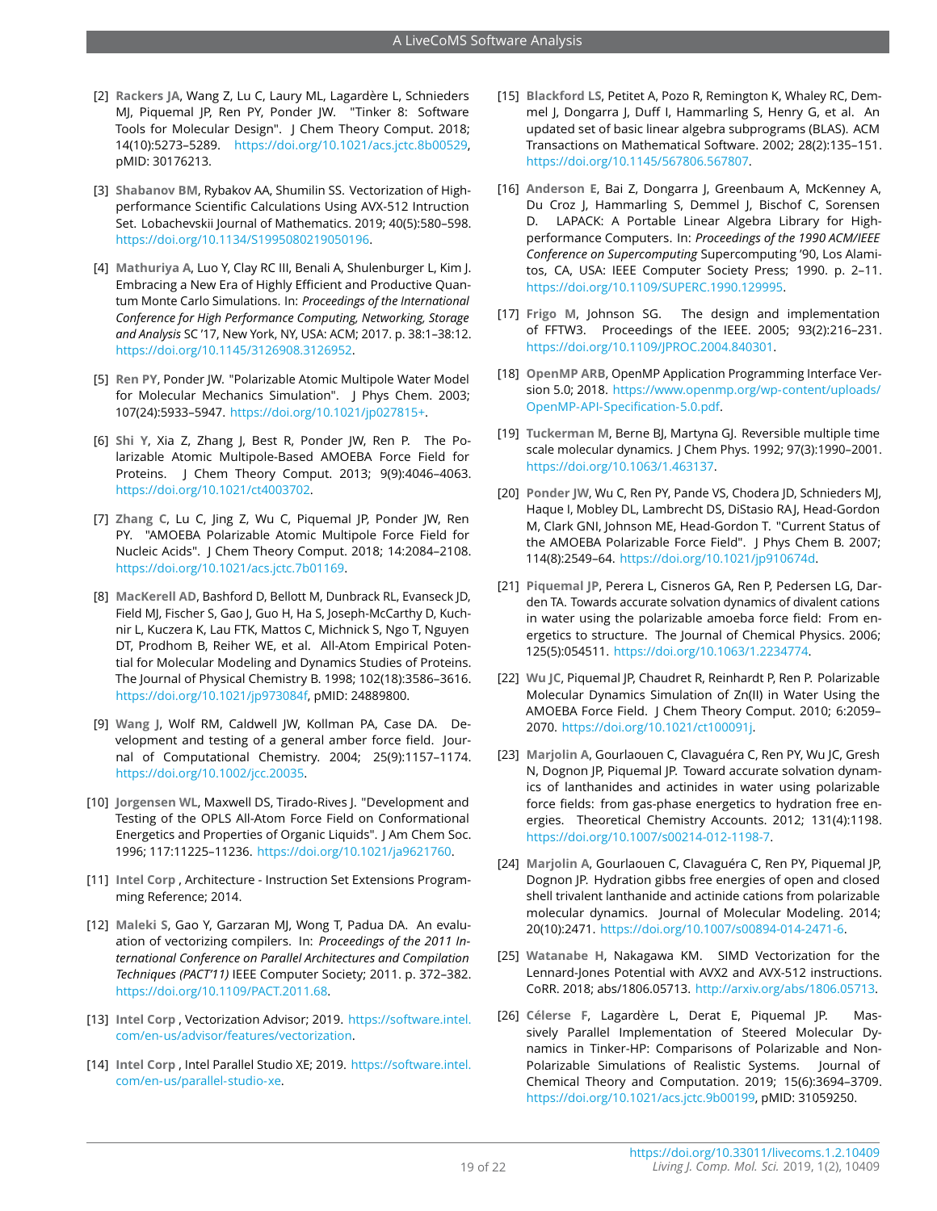[2] **Rackers JA**, Wang Z, Lu C, Laury ML, Lagardère L, Schnieders MJ, Piquemal JP, Ren PY, Ponder JW. "Tinker 8: Software Tools for Molecular Design". J Chem Theory Comput. 2018; 14(10):5273–5289. https://doi.org/10.1021/acs.jctc.8b00529, pMID: 30176213.

[3] **Shabanov BM**, Rybakov AA, Shumilin SS. Vectorization of High-performance Scientific Calculations Using AVX-512 Intruction Set. Lobachevskii Journal of Mathematics. 2019; 40(5):580–598. https://doi.org/10.1134/S1995080219050196.

[4] **Mathuriya A**, Luo Y, Clay RC III, Benali A, Shulenburger L, Kim J. Embracing a New Era of Highly Efficient and Productive Quantum Monte Carlo Simulations. In: *Proceedings of the International Conference for High Performance Computing, Networking, Storage and Analysis* SC '17, New York, NY, USA: ACM; 2017. p. 38:1–38:12. https://doi.org/10.1145/3126908.3126952.

[5] **Ren PY**, Ponder JW. "Polarizable Atomic Multipole Water Model for Molecular Mechanics Simulation". J Phys Chem. 2003; 107(24):5933–5947. https://doi.org/10.1021/jp027815+.

[6] **Shi Y**, Xia Z, Zhang J, Best R, Ponder JW, Ren P. The Polarizable Atomic Multipole-Based AMOEBA Force Field for Proteins. J Chem Theory Comput. 2013; 9(9):4046–4063. https://doi.org/10.1021/ct4003702.

[7] **Zhang C**, Lu C, Jing Z, Wu C, Piquemal JP, Ponder JW, Ren PY. "AMOEBA Polarizable Atomic Multipole Force Field for Nucleic Acids". J Chem Theory Comput. 2018; 14:2084–2108. https://doi.org/10.1021/acs.jctc.7b01169.

[8] **MacKerell AD**, Bashford D, Bellott M, Dunbrack RL, Evanseck JD, Field MJ, Fischer S, Gao J, Guo H, Ha S, Joseph-McCarthy D, Kuchnir L, Kuczera K, Lau FTK, Mattos C, Michnick S, Ngo T, Nguyen DT, Prodhom B, Reiher WE, et al. All-Atom Empirical Potential for Molecular Modeling and Dynamics Studies of Proteins. The Journal of Physical Chemistry B. 1998; 102(18):3586–3616. https://doi.org/10.1021/jp973084f, pMID: 24889800.

[9] **Wang J**, Wolf RM, Caldwell JW, Kollman PA, Case DA. Development and testing of a general amber force field. Journal of Computational Chemistry. 2004; 25(9):1157–1174. https://doi.org/10.1002/jcc.20035.

[10] **Jorgensen WL**, Maxwell DS, Tirado-Rives J. "Development and Testing of the OPLS All-Atom Force Field on Conformational Energetics and Properties of Organic Liquids". J Am Chem Soc. 1996; 117:11225–11236. https://doi.org/10.1021/ja9621760.

[11] **Intel Corp** , Architecture - Instruction Set Extensions Programming Reference; 2014.

[12] **Maleki S**, Gao Y, Garzaran MJ, Wong T, Padua DA. An evaluation of vectorizing compilers. In: *Proceedings of the 2011 International Conference on Parallel Architectures and Compilation Techniques (PACT'11)* IEEE Computer Society; 2011. p. 372–382. https://doi.org/10.1109/PACT.2011.68.

[13] **Intel Corp** , Vectorization Advisor; 2019. https://software.intel.com/en-us/advisor/features/vectorization.

[14] **Intel Corp** , Intel Parallel Studio XE; 2019. https://software.intel.com/en-us/parallel-studio-xe.

[15] **Blackford LS**, Petitet A, Pozo R, Remington K, Whaley RC, Demmel J, Dongarra J, Duff I, Hammarling S, Henry G, et al. An updated set of basic linear algebra subprograms (BLAS). ACM Transactions on Mathematical Software. 2002; 28(2):135–151. https://doi.org/10.1145/567806.567807.

[16] **Anderson E**, Bai Z, Dongarra J, Greenbaum A, McKenney A, Du Croz J, Hammarling S, Demmel J, Bischof C, Sorensen D. LAPACK: A Portable Linear Algebra Library for High-performance Computers. In: *Proceedings of the 1990 ACM/IEEE Conference on Supercomputing* Supercomputing '90, Los Alamitos, CA, USA: IEEE Computer Society Press; 1990. p. 2–11. https://doi.org/10.1109/SUPERC.1990.129995.

[17] **Frigo M**, Johnson SG. The design and implementation of FFTW3. Proceedings of the IEEE. 2005; 93(2):216–231. https://doi.org/10.1109/JPROC.2004.840301.

[18] **OpenMP ARB**, OpenMP Application Programming Interface Version 5.0; 2018. https://www.openmp.org/wp-content/uploads/OpenMP-API-Specification-5.0.pdf.

[19] **Tuckerman M**, Berne BJ, Martyna GJ. Reversible multiple time scale molecular dynamics. J Chem Phys. 1992; 97(3):1990–2001. https://doi.org/10.1063/1.463137.

[20] **Ponder JW**, Wu C, Ren PY, Pande VS, Chodera JD, Schnieders MJ, Haque I, Mobley DL, Lambrecht DS, DiStasio RAJ, Head-Gordon M, Clark GNI, Johnson ME, Head-Gordon T. "Current Status of the AMOEBA Polarizable Force Field". J Phys Chem B. 2007; 114(8):2549–64. https://doi.org/10.1021/jp910674d.

[21] **Piquemal JP**, Perera L, Cisneros GA, Ren P, Pedersen LG, Darden TA. Towards accurate solvation dynamics of divalent cations in water using the polarizable amoeba force field: From energetics to structure. The Journal of Chemical Physics. 2006; 125(5):054511. https://doi.org/10.1063/1.2234774.

[22] **Wu JC**, Piquemal JP, Chaudret R, Reinhardt P, Ren P. Polarizable Molecular Dynamics Simulation of Zn(II) in Water Using the AMOEBA Force Field. J Chem Theory Comput. 2010; 6:2059–2070. https://doi.org/10.1021/ct100091j.

[23] **Marjolin A**, Gourlaouen C, Clavaguéra C, Ren PY, Wu JC, Gresh N, Dognon JP, Piquemal JP. Toward accurate solvation dynamics of lanthanides and actinides in water using polarizable force fields: from gas-phase energetics to hydration free energies. Theoretical Chemistry Accounts. 2012; 131(4):1198. https://doi.org/10.1007/s00214-012-1198-7.

[24] **Marjolin A**, Gourlaouen C, Clavaguéra C, Ren PY, Piquemal JP, Dognon JP. Hydration gibbs free energies of open and closed shell trivalent lanthanide and actinide cations from polarizable molecular dynamics. Journal of Molecular Modeling. 2014; 20(10):2471. https://doi.org/10.1007/s00894-014-2471-6.

[25] **Watanabe H**, Nakagawa KM. SIMD Vectorization for the Lennard-Jones Potential with AVX2 and AVX-512 instructions. CoRR. 2018; abs/1806.05713. http://arxiv.org/abs/1806.05713.

[26] **Célerse F**, Lagardère L, Derat E, Piquemal JP. Massively Parallel Implementation of Steered Molecular Dynamics in Tinker-HP: Comparisons of Polarizable and Non-Polarizable Simulations of Realistic Systems. Journal of Chemical Theory and Computation. 2019; 15(6):3694–3709. https://doi.org/10.1021/acs.jctc.9b00199, pMID: 31059250.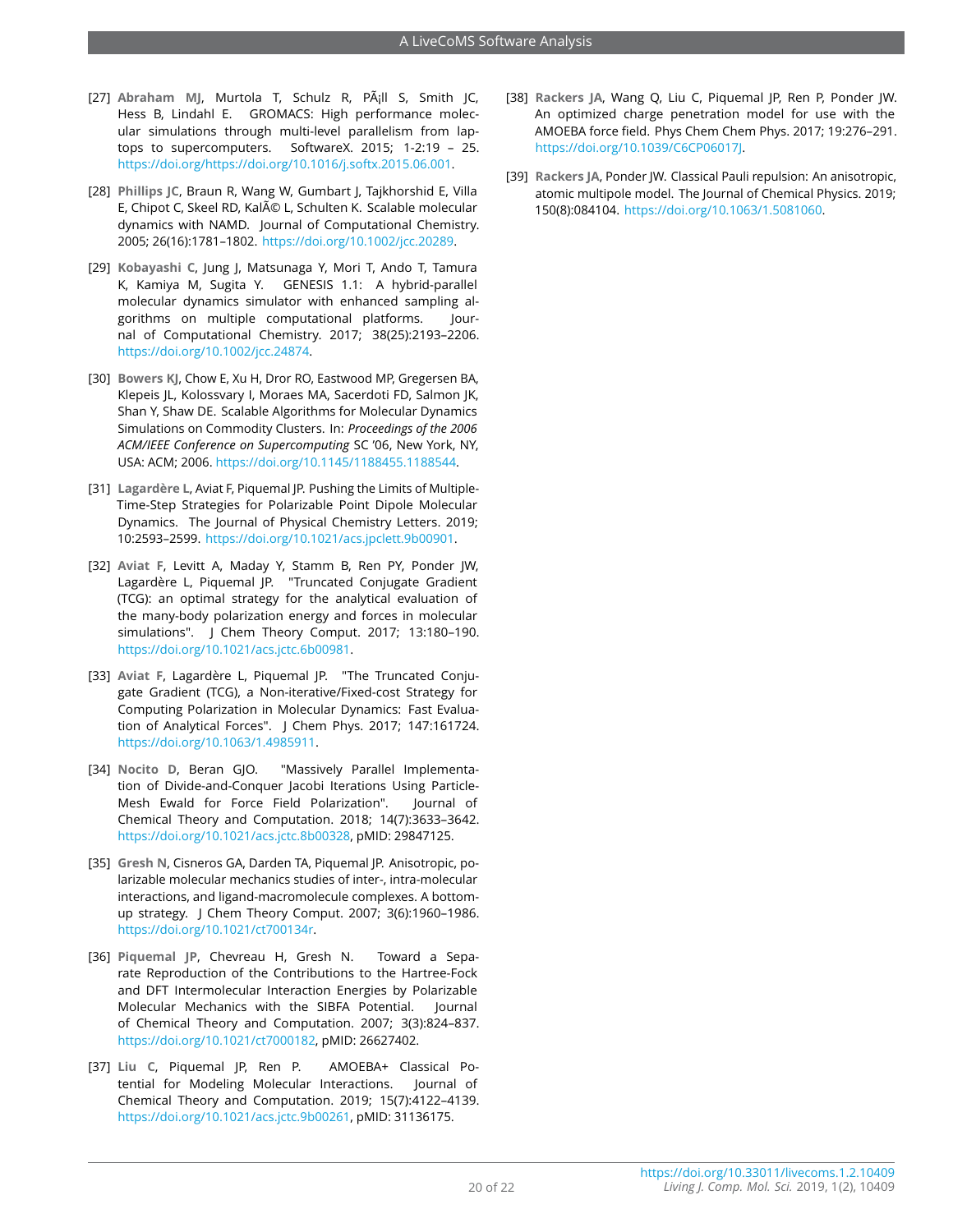[27] **Abraham MJ**, Murtola T, Schulz R, PÃ¡ll S, Smith JC, Hess B, Lindahl E. GROMACS: High performance molecular simulations through multi-level parallelism from laptops to supercomputers. SoftwareX. 2015; 1-2:19 – 25. https://doi.org/https://doi.org/10.1016/j.softx.2015.06.001.

[28] **Phillips JC**, Braun R, Wang W, Gumbart J, Tajkhorshid E, Villa E, Chipot C, Skeel RD, KalÃ© L, Schulten K. Scalable molecular dynamics with NAMD. Journal of Computational Chemistry. 2005; 26(16):1781–1802. https://doi.org/10.1002/jcc.20289.

[29] **Kobayashi C**, Jung J, Matsunaga Y, Mori T, Ando T, Tamura K, Kamiya M, Sugita Y. GENESIS 1.1: A hybrid-parallel molecular dynamics simulator with enhanced sampling algorithms on multiple computational platforms. Journal of Computational Chemistry. 2017; 38(25):2193–2206. https://doi.org/10.1002/jcc.24874.

[30] **Bowers KJ**, Chow E, Xu H, Dror RO, Eastwood MP, Gregersen BA, Klepeis JL, Kolossvary I, Moraes MA, Sacerdoti FD, Salmon JK, Shan Y, Shaw DE. Scalable Algorithms for Molecular Dynamics Simulations on Commodity Clusters. In: *Proceedings of the 2006 ACM/IEEE Conference on Supercomputing* SC '06, New York, NY, USA: ACM; 2006. https://doi.org/10.1145/1188455.1188544.

[31] **Lagardère L**, Aviat F, Piquemal JP. Pushing the Limits of Multiple-Time-Step Strategies for Polarizable Point Dipole Molecular Dynamics. The Journal of Physical Chemistry Letters. 2019; 10:2593–2599. https://doi.org/10.1021/acs.jpclett.9b00901.

[32] **Aviat F**, Levitt A, Maday Y, Stamm B, Ren PY, Ponder JW, Lagardère L, Piquemal JP. "Truncated Conjugate Gradient (TCG): an optimal strategy for the analytical evaluation of the many-body polarization energy and forces in molecular simulations". J Chem Theory Comput. 2017; 13:180–190. https://doi.org/10.1021/acs.jctc.6b00981.

[33] **Aviat F**, Lagardère L, Piquemal JP. "The Truncated Conjugate Gradient (TCG), a Non-iterative/Fixed-cost Strategy for Computing Polarization in Molecular Dynamics: Fast Evaluation of Analytical Forces". J Chem Phys. 2017; 147:161724. https://doi.org/10.1063/1.4985911.

[34] **Nocito D**, Beran GJO. "Massively Parallel Implementation of Divide-and-Conquer Jacobi Iterations Using Particle-Mesh Ewald for Force Field Polarization". Journal of Chemical Theory and Computation. 2018; 14(7):3633–3642. https://doi.org/10.1021/acs.jctc.8b00328, pMID: 29847125.

[35] **Gresh N**, Cisneros GA, Darden TA, Piquemal JP. Anisotropic, polarizable molecular mechanics studies of inter-, intra-molecular interactions, and ligand-macromolecule complexes. A bottom-up strategy. J Chem Theory Comput. 2007; 3(6):1960–1986. https://doi.org/10.1021/ct700134r.

[36] **Piquemal JP**, Chevreau H, Gresh N. Toward a Separate Reproduction of the Contributions to the Hartree-Fock and DFT Intermolecular Interaction Energies by Polarizable Molecular Mechanics with the SIBFA Potential. Journal of Chemical Theory and Computation. 2007; 3(3):824–837. https://doi.org/10.1021/ct7000182, pMID: 26627402.

[37] **Liu C**, Piquemal JP, Ren P. AMOEBA+ Classical Potential for Modeling Molecular Interactions. Journal of Chemical Theory and Computation. 2019; 15(7):4122–4139. https://doi.org/10.1021/acs.jctc.9b00261, pMID: 31136175.

[38] **Rackers JA**, Wang Q, Liu C, Piquemal JP, Ren P, Ponder JW. An optimized charge penetration model for use with the AMOEBA force field. Phys Chem Chem Phys. 2017; 19:276–291. https://doi.org/10.1039/C6CP06017J.

[39] **Rackers JA**, Ponder JW. Classical Pauli repulsion: An anisotropic, atomic multipole model. The Journal of Chemical Physics. 2019; 150(8):084104. https://doi.org/10.1063/1.5081060.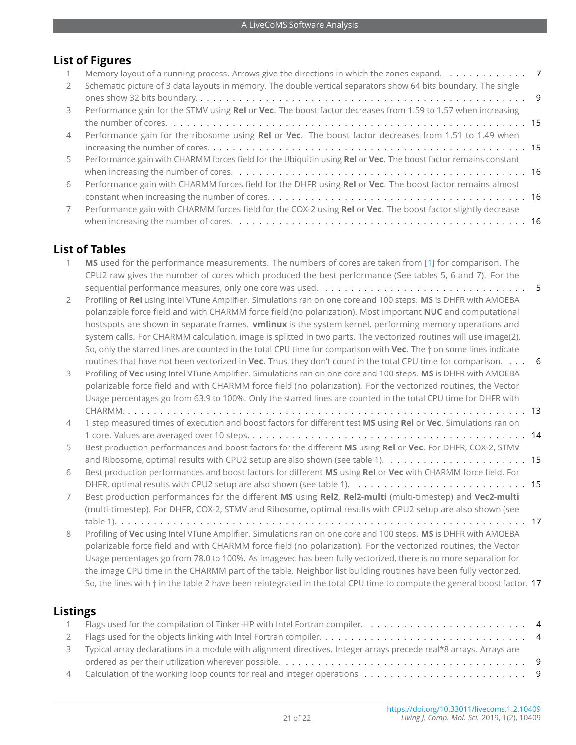## List of Figures

1. Memory layout of a running process. Arrows give the directions in which the zones expand. . . . . . . . . . . . . 7
2. Schematic picture of 3 data layouts in memory. The double vertical separators show 64 bits boundary. The single ones show 32 bits boundary. . . . . . . . . . . . . . . . . . . . . . . . . . . . . . . . . . . . . . . . . . . . . . . 9
3. Performance gain for the STMV using **Rel** or **Vec**. The boost factor decreases from 1.59 to 1.57 when increasing the number of cores. . . . . . . . . . . . . . . . . . . . . . . . . . . . . . . . . . . . . . . . . . . . . . . . . 15
4. Performance gain for the ribosome using **Rel** or **Vec**. The boost factor decreases from 1.51 to 1.49 when increasing the number of cores. . . . . . . . . . . . . . . . . . . . . . . . . . . . . . . . . . . . . . . . . . . . . 15
5. Performance gain with CHARMM forces field for the Ubiquitin using **Rel** or **Vec**. The boost factor remains constant when increasing the number of cores. . . . . . . . . . . . . . . . . . . . . . . . . . . . . . . . . . . . . . . . 16
6. Performance gain with CHARMM forces field for the DHFR using **Rel** or **Vec**. The boost factor remains almost constant when increasing the number of cores. . . . . . . . . . . . . . . . . . . . . . . . . . . . . . . . . . . . . . . 16
7. Performance gain with CHARMM forces field for the COX-2 using **Rel** or **Vec**. The boost factor slightly decrease when increasing the number of cores. . . . . . . . . . . . . . . . . . . . . . . . . . . . . . . . . . . . . . . . . . . 16

## List of Tables

1. **MS** used for the performance measurements. The numbers of cores are taken from [1] for comparison. The CPU2 raw gives the number of cores which produced the best performance (See tables 5, 6 and 7). For the sequential performance measures, only one core was used. . . . . . . . . . . . . . . . . . . . . . . . . . . . . . . . 5
2. Profiling of **Rel** using Intel VTune Amplifier. Simulations ran on one core and 100 steps. **MS** is DHFR with AMOEBA polarizable force field and with CHARMM force field (no polarization). Most important **NUC** and computational hostspots are shown in separate frames. **vmlinux** is the system kernel, performing memory operations and system calls. For CHARMM calculation, image is splitted in two parts. The vectorized routines will use image(2). So, only the starred lines are counted in the total CPU time for comparison with **Vec**. The † on some lines indicate routines that have not been vectorized in **Vec**. Thus, they don't count in the total CPU time for comparison. . . . 6
3. Profiling of **Vec** using Intel VTune Amplifier. Simulations ran on one core and 100 steps. **MS** is DHFR with AMOEBA polarizable force field and with CHARMM force field (no polarization). For the vectorized routines, the Vector Usage percentages go from 63.9 to 100%. Only the starred lines are counted in the total CPU time for DHFR with CHARMM. . . . . . . . . . . . . . . . . . . . . . . . . . . . . . . . . . . . . . . . . . . . . . . . . . . . . . . . . 13
4. 1 step measured times of execution and boost factors for different test **MS** using **Rel** or **Vec**. Simulations ran on 1 core. Values are averaged over 10 steps. . . . . . . . . . . . . . . . . . . . . . . . . . . . . . . . . . . . . . . 14
5. Best production performances and boost factors for the different **MS** using **Rel** or **Vec**. For DHFR, COX-2, STMV and Ribosome, optimal results with CPU2 setup are also shown (see table 1). . . . . . . . . . . . . . . . . . . . . 15
6. Best production performances and boost factors for different **MS** using **Rel** or **Vec** with CHARMM force field. For DHFR, optimal results with CPU2 setup are also shown (see table 1). . . . . . . . . . . . . . . . . . . . . . . . . . 15
7. Best production performances for the different **MS** using **Rel2**, **Rel2-multi** (multi-timestep) and **Vec2-multi** (multi-timestep). For DHFR, COX-2, STMV and Ribosome, optimal results with CPU2 setup are also shown (see table 1). . . . . . . . . . . . . . . . . . . . . . . . . . . . . . . . . . . . . . . . . . . . . . . . . . . . . . . . . . . . . 17
8. Profiling of **Vec** using Intel VTune Amplifier. Simulations ran on one core and 100 steps. **MS** is DHFR with AMOEBA polarizable force field and with CHARMM force field (no polarization). For the vectorized routines, the Vector Usage percentages go from 78.0 to 100%. As imagevec has been fully vectorized, there is no more separation for the image CPU time in the CHARMM part of the table. Neighbor list building routines have been fully vectorized. So, the lines with † in the table 2 have been reintegrated in the total CPU time to compute the general boost factor. 17

## Listings

1. Flags used for the compilation of Tinker-HP with Intel Fortran compiler. . . . . . . . . . . . . . . . . . . . . . . . . 4
2. Flags used for the objects linking with Intel Fortran compiler. . . . . . . . . . . . . . . . . . . . . . . . . . . . . . . . 4
3. Typical array declarations in a module with alignment directives. Integer arrays precede real*8 arrays. Arrays are ordered as per their utilization wherever possible. . . . . . . . . . . . . . . . . . . . . . . . . . . . . . . . . . . . . 9
4. Calculation of the working loop counts for real and integer operations . . . . . . . . . . . . . . . . . . . . . . . . . . 9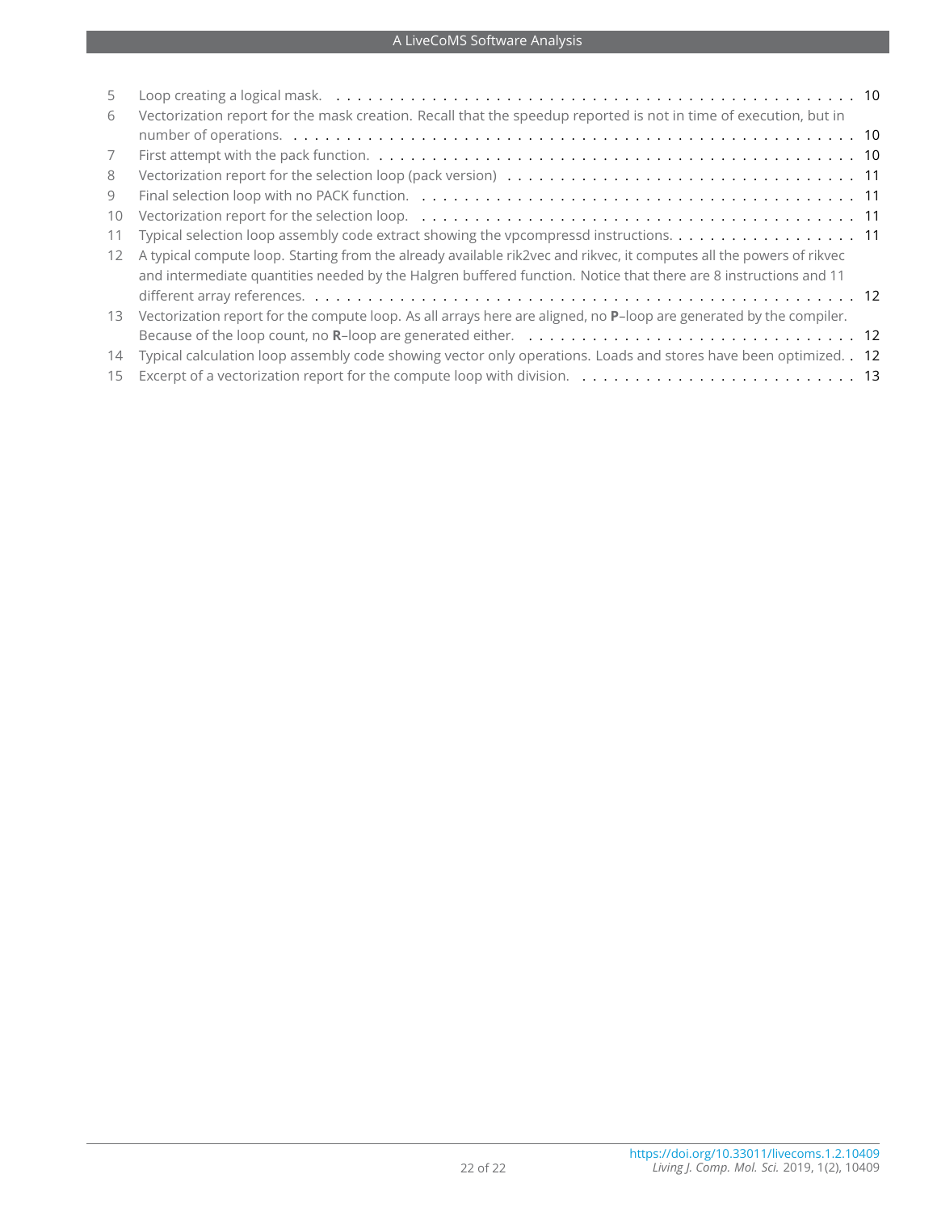5 Loop creating a logical mask. . . . . . . . . . . . . . . . . . . . . . . . . . . . . . . . . . . . . . . . . . . . . . . . . . . . . . . 10
6 Vectorization report for the mask creation. Recall that the speedup reported is not in time of execution, but in number of operations. . . . . . . . . . . . . . . . . . . . . . . . . . . . . . . . . . . . . . . . . . . . . . . . . . . . . . . . . 10
7 First attempt with the pack function. . . . . . . . . . . . . . . . . . . . . . . . . . . . . . . . . . . . . . . . . . . . . . . . . . . . 10
8 Vectorization report for the selection loop (pack version) . . . . . . . . . . . . . . . . . . . . . . . . . . . . . . . . . . . 11
9 Final selection loop with no PACK function. . . . . . . . . . . . . . . . . . . . . . . . . . . . . . . . . . . . . . . . . . . . . . . . 11
10 Vectorization report for the selection loop. . . . . . . . . . . . . . . . . . . . . . . . . . . . . . . . . . . . . . . . . . . . . . . . 11
11 Typical selection loop assembly code extract showing the vpcompressd instructions. . . . . . . . . . . . . . . . . . . 11
12 A typical compute loop. Starting from the already available rik2vec and rikvec, it computes all the powers of rikvec and intermediate quantities needed by the Halgren buffered function. Notice that there are 8 instructions and 11 different array references. . . . . . . . . . . . . . . . . . . . . . . . . . . . . . . . . . . . . . . . . . . . . . . . . . . . . . . 12
13 Vectorization report for the compute loop. As all arrays here are aligned, no **P**–loop are generated by the compiler. Because of the loop count, no **R**–loop are generated either. . . . . . . . . . . . . . . . . . . . . . . . . . . . . . . . 12
14 Typical calculation loop assembly code showing vector only operations. Loads and stores have been optimized. . 12
15 Excerpt of a vectorization report for the compute loop with division. . . . . . . . . . . . . . . . . . . . . . . . . . . 13